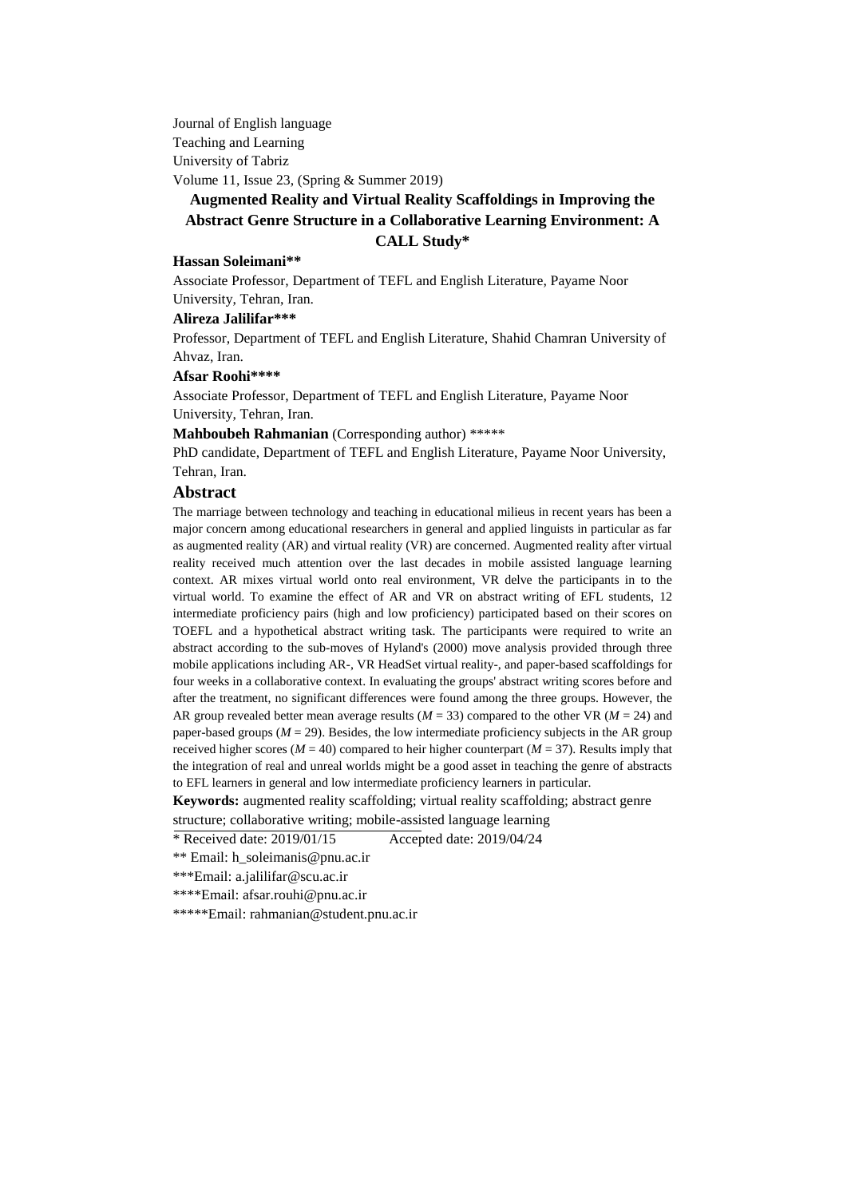Journal of English language
Teaching and Learning
University of Tabriz
Volume 11, Issue 23, (Spring & Summer 2019)

# Augmented Reality and Virtual Reality Scaffoldings in Improving the Abstract Genre Structure in a Collaborative Learning Environment: A CALL Study*

**Hassan Soleimani****

Associate Professor, Department of TEFL and English Literature, Payame Noor University, Tehran, Iran.

**Alireza Jalilifar*****

Professor, Department of TEFL and English Literature, Shahid Chamran University of Ahvaz, Iran.

**Afsar Roohi******

Associate Professor, Department of TEFL and English Literature, Payame Noor University, Tehran, Iran.

**Mahboubeh Rahmanian** (Corresponding author) *****

PhD candidate, Department of TEFL and English Literature, Payame Noor University, Tehran, Iran.

## Abstract

The marriage between technology and teaching in educational milieus in recent years has been a major concern among educational researchers in general and applied linguists in particular as far as augmented reality (AR) and virtual reality (VR) are concerned. Augmented reality after virtual reality received much attention over the last decades in mobile assisted language learning context. AR mixes virtual world onto real environment, VR delve the participants in to the virtual world. To examine the effect of AR and VR on abstract writing of EFL students, 12 intermediate proficiency pairs (high and low proficiency) participated based on their scores on TOEFL and a hypothetical abstract writing task. The participants were required to write an abstract according to the sub-moves of Hyland's (2000) move analysis provided through three mobile applications including AR-, VR HeadSet virtual reality-, and paper-based scaffoldings for four weeks in a collaborative context. In evaluating the groups' abstract writing scores before and after the treatment, no significant differences were found among the three groups. However, the AR group revealed better mean average results ($M = 33$) compared to the other VR ($M = 24$) and paper-based groups ($M = 29$). Besides, the low intermediate proficiency subjects in the AR group received higher scores ($M = 40$) compared to heir higher counterpart ($M = 37$). Results imply that the integration of real and unreal worlds might be a good asset in teaching the genre of abstracts to EFL learners in general and low intermediate proficiency learners in particular.

**Keywords:** augmented reality scaffolding; virtual reality scaffolding; abstract genre structure; collaborative writing; mobile-assisted language learning

---

* Received date: 2019/01/15 Accepted date: 2019/04/24

** Email: h_soleimanis@pnu.ac.ir

***Email: a.jalilifar@scu.ac.ir

****Email: afsar.rouhi@pnu.ac.ir

*****Email: rahmanian@student.pnu.ac.ir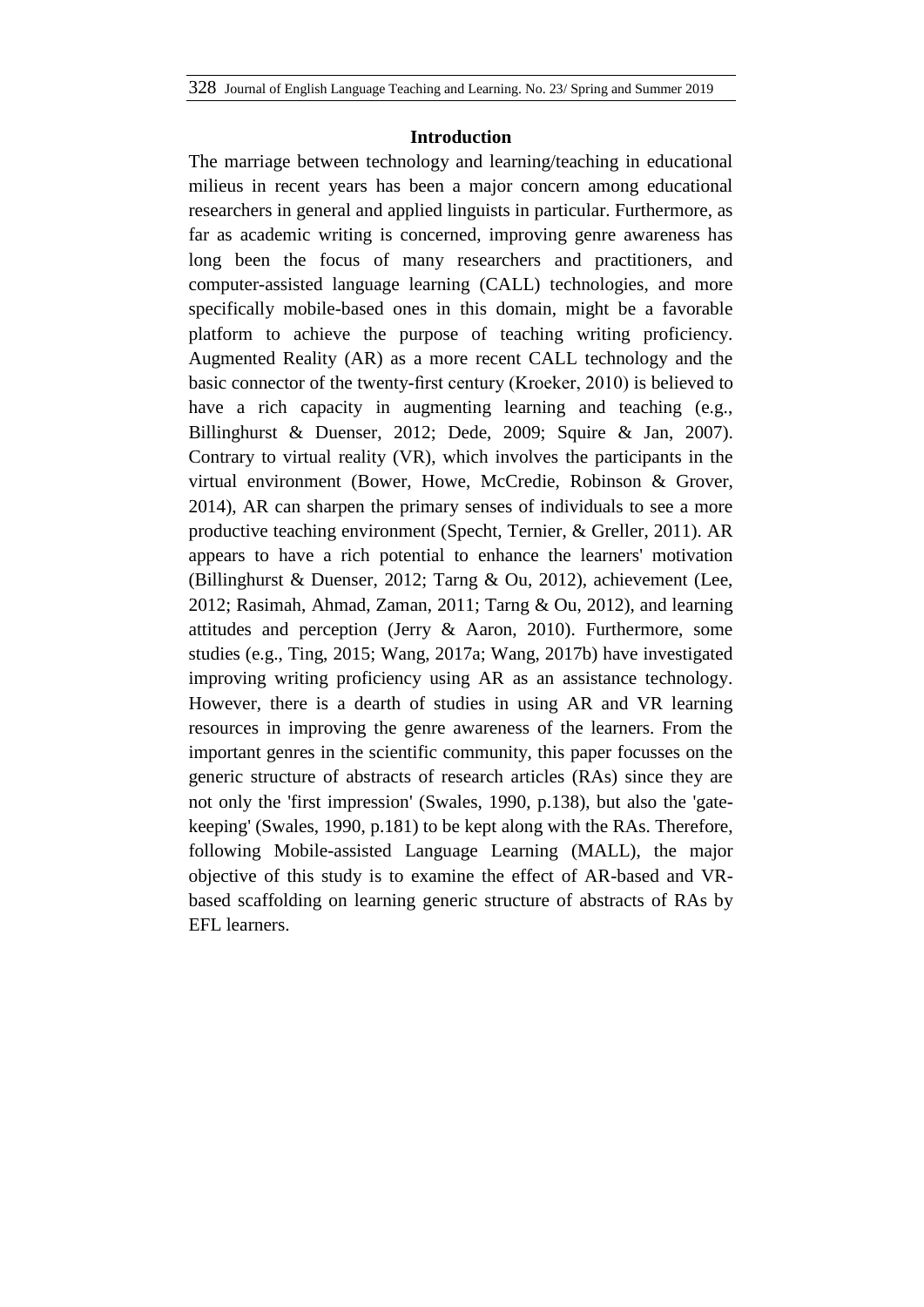## Introduction

The marriage between technology and learning/teaching in educational milieus in recent years has been a major concern among educational researchers in general and applied linguists in particular. Furthermore, as far as academic writing is concerned, improving genre awareness has long been the focus of many researchers and practitioners, and computer-assisted language learning (CALL) technologies, and more specifically mobile-based ones in this domain, might be a favorable platform to achieve the purpose of teaching writing proficiency. Augmented Reality (AR) as a more recent CALL technology and the basic connector of the twenty-first century (Kroeker, 2010) is believed to have a rich capacity in augmenting learning and teaching (e.g., Billinghurst & Duenser, 2012; Dede, 2009; Squire & Jan, 2007). Contrary to virtual reality (VR), which involves the participants in the virtual environment (Bower, Howe, McCredie, Robinson & Grover, 2014), AR can sharpen the primary senses of individuals to see a more productive teaching environment (Specht, Ternier, & Greller, 2011). AR appears to have a rich potential to enhance the learners' motivation (Billinghurst & Duenser, 2012; Tarng & Ou, 2012), achievement (Lee, 2012; Rasimah, Ahmad, Zaman, 2011; Tarng & Ou, 2012), and learning attitudes and perception (Jerry & Aaron, 2010). Furthermore, some studies (e.g., Ting, 2015; Wang, 2017a; Wang, 2017b) have investigated improving writing proficiency using AR as an assistance technology. However, there is a dearth of studies in using AR and VR learning resources in improving the genre awareness of the learners. From the important genres in the scientific community, this paper focusses on the generic structure of abstracts of research articles (RAs) since they are not only the 'first impression' (Swales, 1990, p.138), but also the 'gate-keeping' (Swales, 1990, p.181) to be kept along with the RAs. Therefore, following Mobile-assisted Language Learning (MALL), the major objective of this study is to examine the effect of AR-based and VR-based scaffolding on learning generic structure of abstracts of RAs by EFL learners.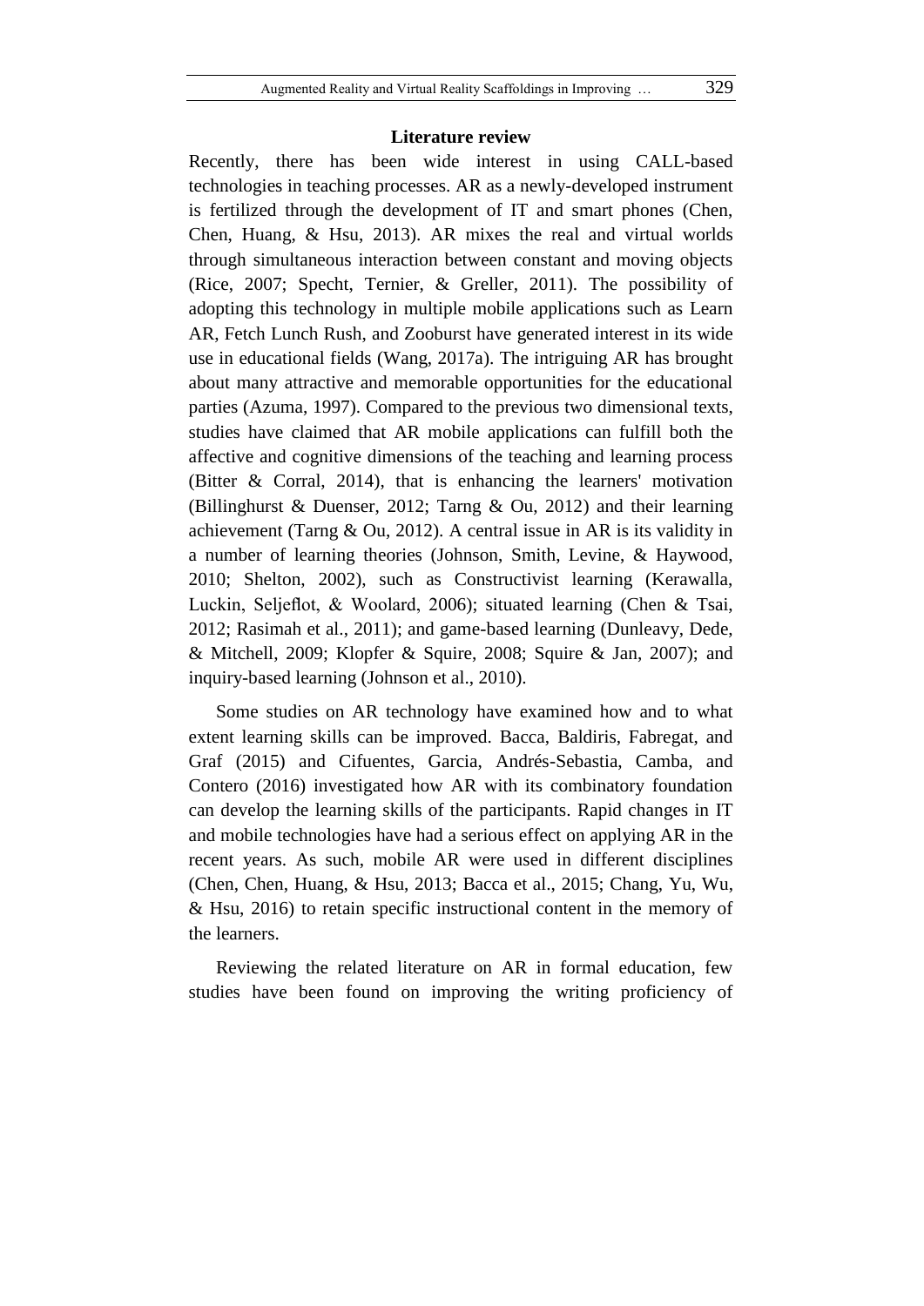## Literature review

Recently, there has been wide interest in using CALL-based technologies in teaching processes. AR as a newly-developed instrument is fertilized through the development of IT and smart phones (Chen, Chen, Huang, & Hsu, 2013). AR mixes the real and virtual worlds through simultaneous interaction between constant and moving objects (Rice, 2007; Specht, Ternier, & Greller, 2011). The possibility of adopting this technology in multiple mobile applications such as Learn AR, Fetch Lunch Rush, and Zooburst have generated interest in its wide use in educational fields (Wang, 2017a). The intriguing AR has brought about many attractive and memorable opportunities for the educational parties (Azuma, 1997). Compared to the previous two dimensional texts, studies have claimed that AR mobile applications can fulfill both the affective and cognitive dimensions of the teaching and learning process (Bitter & Corral, 2014), that is enhancing the learners' motivation (Billinghurst & Duenser, 2012; Tarng & Ou, 2012) and their learning achievement (Tarng & Ou, 2012). A central issue in AR is its validity in a number of learning theories (Johnson, Smith, Levine, & Haywood, 2010; Shelton, 2002), such as Constructivist learning (Kerawalla, Luckin, Seljeflot, & Woolard, 2006); situated learning (Chen & Tsai, 2012; Rasimah et al., 2011); and game-based learning (Dunleavy, Dede, & Mitchell, 2009; Klopfer & Squire, 2008; Squire & Jan, 2007); and inquiry-based learning (Johnson et al., 2010).

Some studies on AR technology have examined how and to what extent learning skills can be improved. Bacca, Baldiris, Fabregat, and Graf (2015) and Cifuentes, Garcia, Andrés-Sebastia, Camba, and Contero (2016) investigated how AR with its combinatory foundation can develop the learning skills of the participants. Rapid changes in IT and mobile technologies have had a serious effect on applying AR in the recent years. As such, mobile AR were used in different disciplines (Chen, Chen, Huang, & Hsu, 2013; Bacca et al., 2015; Chang, Yu, Wu, & Hsu, 2016) to retain specific instructional content in the memory of the learners.

Reviewing the related literature on AR in formal education, few studies have been found on improving the writing proficiency of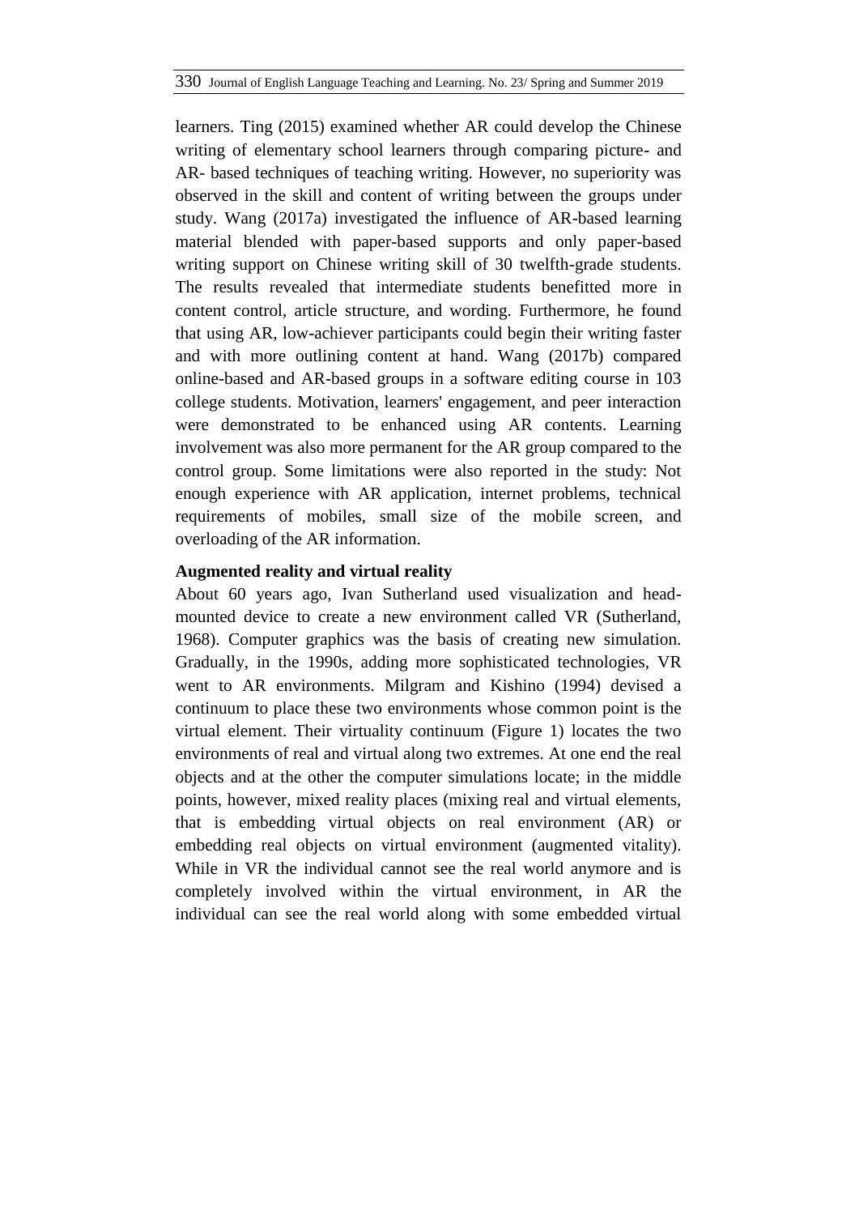learners. Ting (2015) examined whether AR could develop the Chinese writing of elementary school learners through comparing picture- and AR- based techniques of teaching writing. However, no superiority was observed in the skill and content of writing between the groups under study. Wang (2017a) investigated the influence of AR-based learning material blended with paper-based supports and only paper-based writing support on Chinese writing skill of 30 twelfth-grade students. The results revealed that intermediate students benefitted more in content control, article structure, and wording. Furthermore, he found that using AR, low-achiever participants could begin their writing faster and with more outlining content at hand. Wang (2017b) compared online-based and AR-based groups in a software editing course in 103 college students. Motivation, learners' engagement, and peer interaction were demonstrated to be enhanced using AR contents. Learning involvement was also more permanent for the AR group compared to the control group. Some limitations were also reported in the study: Not enough experience with AR application, internet problems, technical requirements of mobiles, small size of the mobile screen, and overloading of the AR information.

**Augmented reality and virtual reality**

About 60 years ago, Ivan Sutherland used visualization and head-mounted device to create a new environment called VR (Sutherland, 1968). Computer graphics was the basis of creating new simulation. Gradually, in the 1990s, adding more sophisticated technologies, VR went to AR environments. Milgram and Kishino (1994) devised a continuum to place these two environments whose common point is the virtual element. Their virtuality continuum (Figure 1) locates the two environments of real and virtual along two extremes. At one end the real objects and at the other the computer simulations locate; in the middle points, however, mixed reality places (mixing real and virtual elements, that is embedding virtual objects on real environment (AR) or embedding real objects on virtual environment (augmented vitality). While in VR the individual cannot see the real world anymore and is completely involved within the virtual environment, in AR the individual can see the real world along with some embedded virtual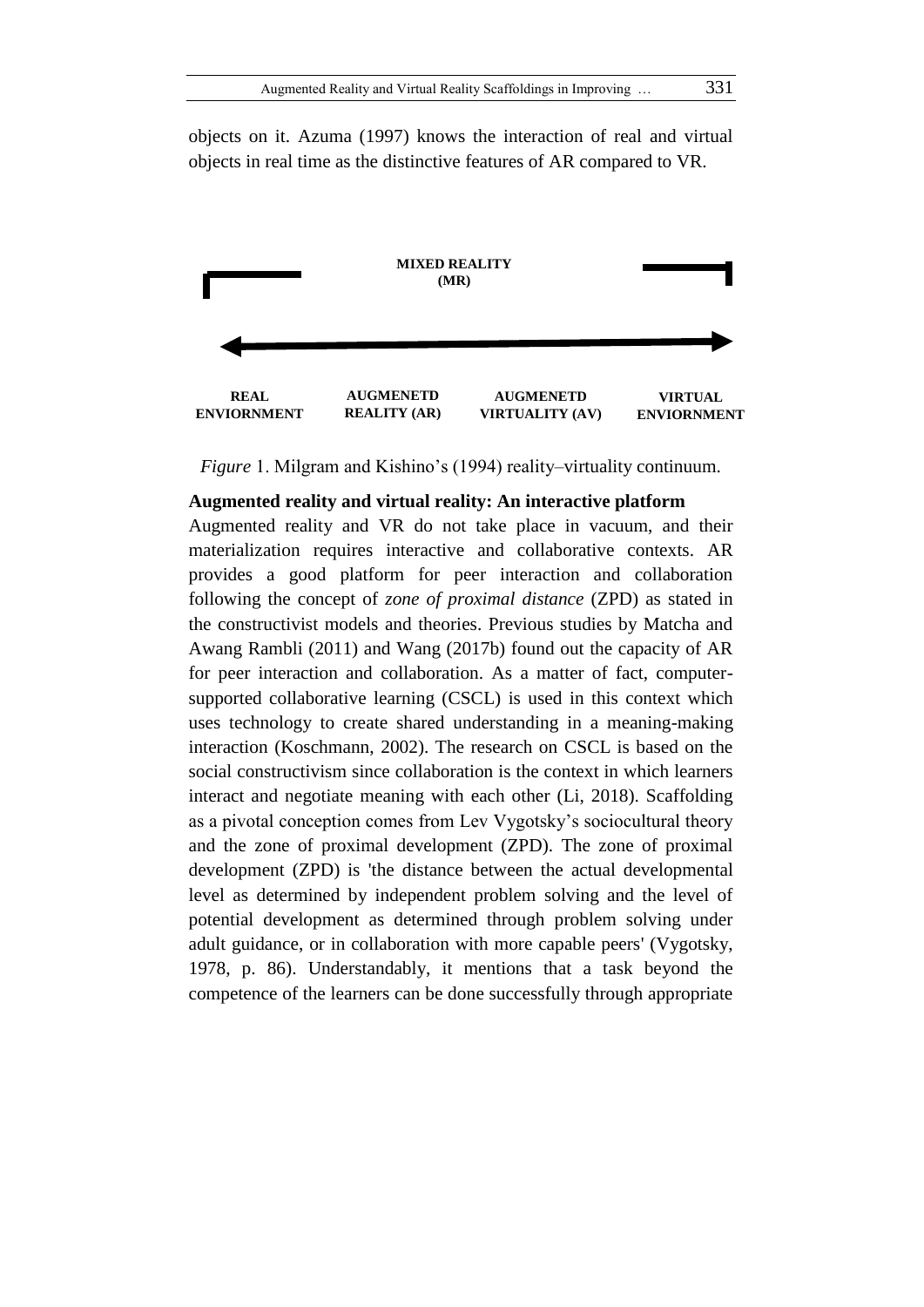objects on it. Azuma (1997) knows the interaction of real and virtual objects in real time as the distinctive features of AR compared to VR.

MIXED REALITY (MR)

REAL ENVIORNMENT | AUGMENETD REALITY (AR) | AUGMENETD VIRTUALITY (AV) | VIRTUAL ENVIORNMENT

*Figure* 1. Milgram and Kishino's (1994) reality–virtuality continuum.

**Augmented reality and virtual reality: An interactive platform**

Augmented reality and VR do not take place in vacuum, and their materialization requires interactive and collaborative contexts. AR provides a good platform for peer interaction and collaboration following the concept of *zone of proximal distance* (ZPD) as stated in the constructivist models and theories. Previous studies by Matcha and Awang Rambli (2011) and Wang (2017b) found out the capacity of AR for peer interaction and collaboration. As a matter of fact, computer-supported collaborative learning (CSCL) is used in this context which uses technology to create shared understanding in a meaning-making interaction (Koschmann, 2002). The research on CSCL is based on the social constructivism since collaboration is the context in which learners interact and negotiate meaning with each other (Li, 2018). Scaffolding as a pivotal conception comes from Lev Vygotsky's sociocultural theory and the zone of proximal development (ZPD). The zone of proximal development (ZPD) is 'the distance between the actual developmental level as determined by independent problem solving and the level of potential development as determined through problem solving under adult guidance, or in collaboration with more capable peers' (Vygotsky, 1978, p. 86). Understandably, it mentions that a task beyond the competence of the learners can be done successfully through appropriate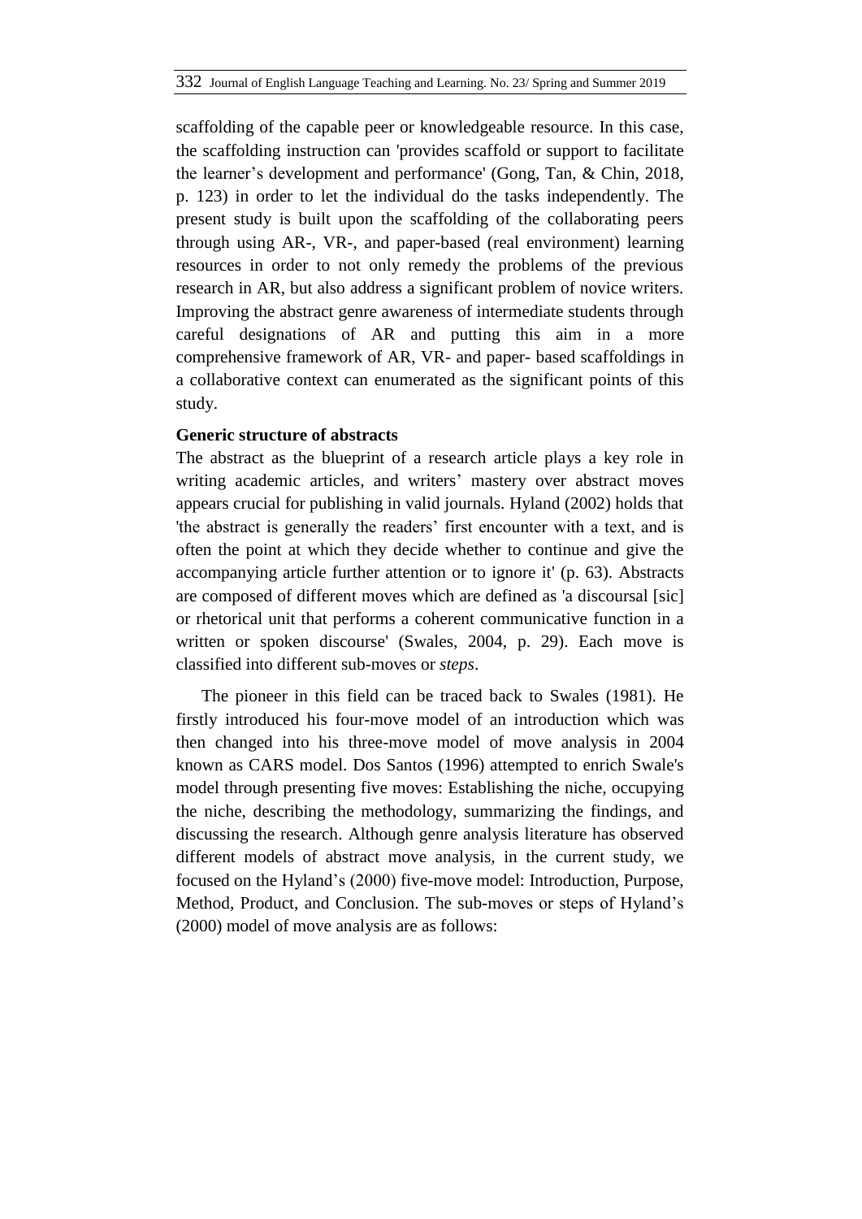scaffolding of the capable peer or knowledgeable resource. In this case, the scaffolding instruction can 'provides scaffold or support to facilitate the learner's development and performance' (Gong, Tan, & Chin, 2018, p. 123) in order to let the individual do the tasks independently. The present study is built upon the scaffolding of the collaborating peers through using AR-, VR-, and paper-based (real environment) learning resources in order to not only remedy the problems of the previous research in AR, but also address a significant problem of novice writers. Improving the abstract genre awareness of intermediate students through careful designations of AR and putting this aim in a more comprehensive framework of AR, VR- and paper- based scaffoldings in a collaborative context can enumerated as the significant points of this study.

**Generic structure of abstracts**

The abstract as the blueprint of a research article plays a key role in writing academic articles, and writers' mastery over abstract moves appears crucial for publishing in valid journals. Hyland (2002) holds that 'the abstract is generally the readers' first encounter with a text, and is often the point at which they decide whether to continue and give the accompanying article further attention or to ignore it' (p. 63). Abstracts are composed of different moves which are defined as 'a discoursal [sic] or rhetorical unit that performs a coherent communicative function in a written or spoken discourse' (Swales, 2004, p. 29). Each move is classified into different sub-moves or *steps*.

The pioneer in this field can be traced back to Swales (1981). He firstly introduced his four-move model of an introduction which was then changed into his three-move model of move analysis in 2004 known as CARS model. Dos Santos (1996) attempted to enrich Swale's model through presenting five moves: Establishing the niche, occupying the niche, describing the methodology, summarizing the findings, and discussing the research. Although genre analysis literature has observed different models of abstract move analysis, in the current study, we focused on the Hyland's (2000) five-move model: Introduction, Purpose, Method, Product, and Conclusion. The sub-moves or steps of Hyland's (2000) model of move analysis are as follows: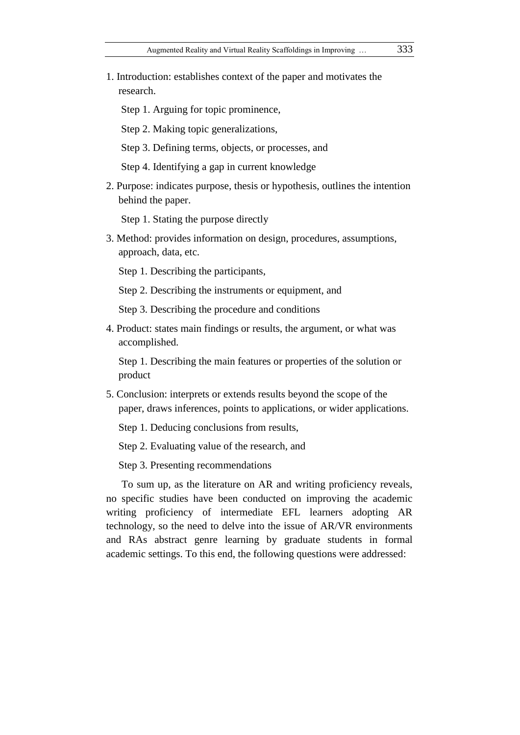1. Introduction: establishes context of the paper and motivates the research.

   Step 1. Arguing for topic prominence,

   Step 2. Making topic generalizations,

   Step 3. Defining terms, objects, or processes, and

   Step 4. Identifying a gap in current knowledge

2. Purpose: indicates purpose, thesis or hypothesis, outlines the intention behind the paper.

   Step 1. Stating the purpose directly

3. Method: provides information on design, procedures, assumptions, approach, data, etc.

   Step 1. Describing the participants,

   Step 2. Describing the instruments or equipment, and

   Step 3. Describing the procedure and conditions

4. Product: states main findings or results, the argument, or what was accomplished.

   Step 1. Describing the main features or properties of the solution or product

5. Conclusion: interprets or extends results beyond the scope of the paper, draws inferences, points to applications, or wider applications.

   Step 1. Deducing conclusions from results,

   Step 2. Evaluating value of the research, and

   Step 3. Presenting recommendations

To sum up, as the literature on AR and writing proficiency reveals, no specific studies have been conducted on improving the academic writing proficiency of intermediate EFL learners adopting AR technology, so the need to delve into the issue of AR/VR environments and RAs abstract genre learning by graduate students in formal academic settings. To this end, the following questions were addressed: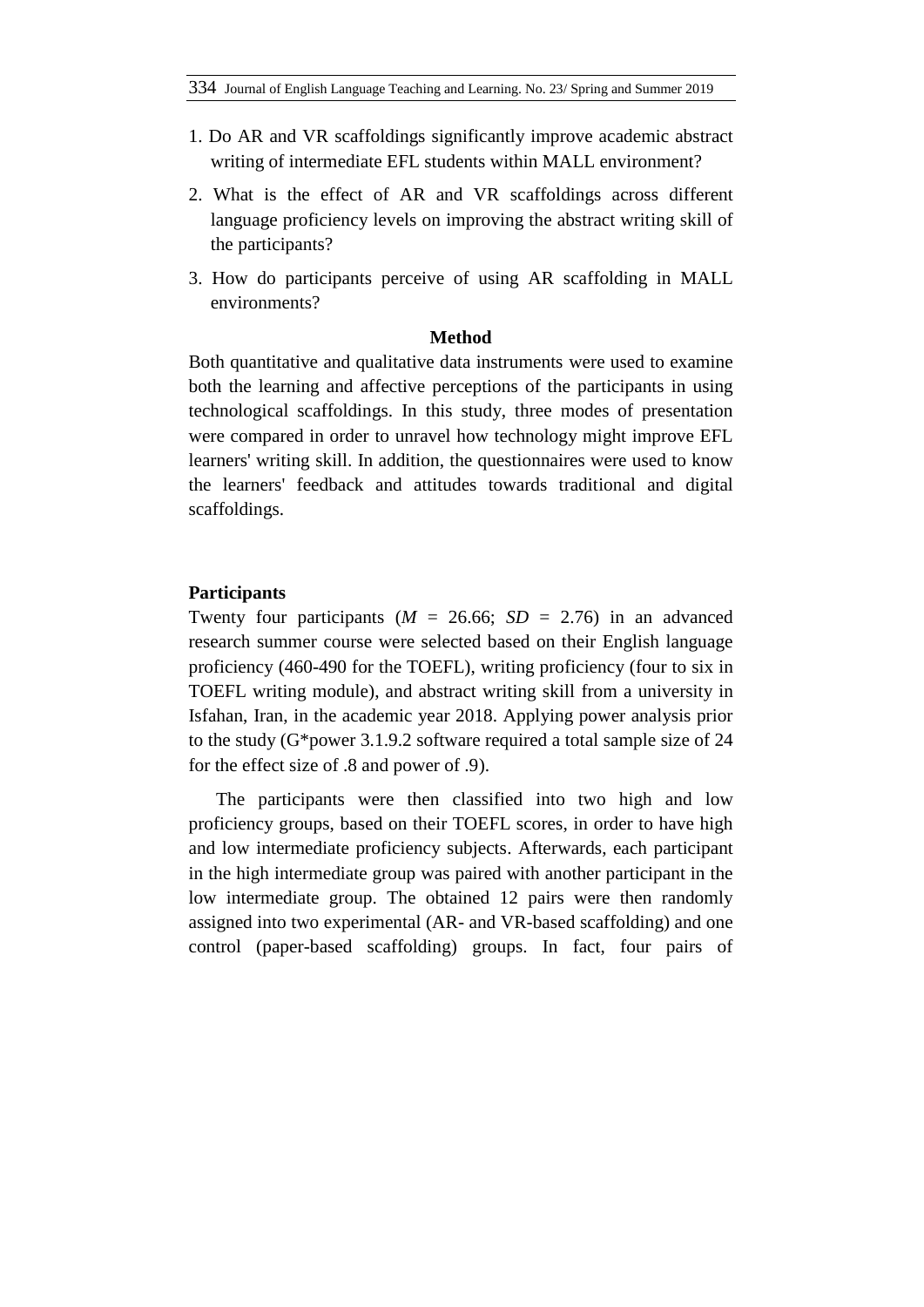1. Do AR and VR scaffoldings significantly improve academic abstract writing of intermediate EFL students within MALL environment?
2. What is the effect of AR and VR scaffoldings across different language proficiency levels on improving the abstract writing skill of the participants?
3. How do participants perceive of using AR scaffolding in MALL environments?

## Method

Both quantitative and qualitative data instruments were used to examine both the learning and affective perceptions of the participants in using technological scaffoldings. In this study, three modes of presentation were compared in order to unravel how technology might improve EFL learners' writing skill. In addition, the questionnaires were used to know the learners' feedback and attitudes towards traditional and digital scaffoldings.

### Participants

Twenty four participants (*M* = 26.66; *SD* = 2.76) in an advanced research summer course were selected based on their English language proficiency (460-490 for the TOEFL), writing proficiency (four to six in TOEFL writing module), and abstract writing skill from a university in Isfahan, Iran, in the academic year 2018. Applying power analysis prior to the study (G*power 3.1.9.2 software required a total sample size of 24 for the effect size of .8 and power of .9).

The participants were then classified into two high and low proficiency groups, based on their TOEFL scores, in order to have high and low intermediate proficiency subjects. Afterwards, each participant in the high intermediate group was paired with another participant in the low intermediate group. The obtained 12 pairs were then randomly assigned into two experimental (AR- and VR-based scaffolding) and one control (paper-based scaffolding) groups. In fact, four pairs of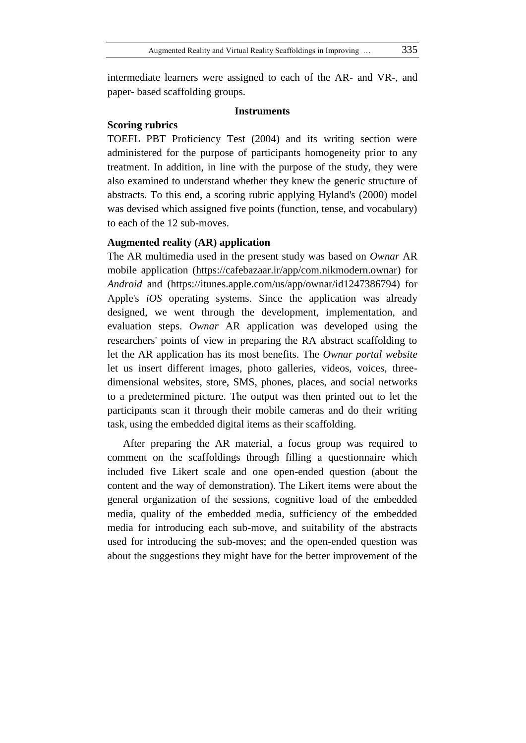intermediate learners were assigned to each of the AR- and VR-, and paper- based scaffolding groups.

## Instruments

### Scoring rubrics

TOEFL PBT Proficiency Test (2004) and its writing section were administered for the purpose of participants homogeneity prior to any treatment. In addition, in line with the purpose of the study, they were also examined to understand whether they knew the generic structure of abstracts. To this end, a scoring rubric applying Hyland's (2000) model was devised which assigned five points (function, tense, and vocabulary) to each of the 12 sub-moves.

### Augmented reality (AR) application

The AR multimedia used in the present study was based on *Ownar* AR mobile application (https://cafebazaar.ir/app/com.nikmodern.ownar) for *Android* and (https://itunes.apple.com/us/app/ownar/id1247386794) for Apple's *iOS* operating systems. Since the application was already designed, we went through the development, implementation, and evaluation steps. *Ownar* AR application was developed using the researchers' points of view in preparing the RA abstract scaffolding to let the AR application has its most benefits. The *Ownar portal website* let us insert different images, photo galleries, videos, voices, three-dimensional websites, store, SMS, phones, places, and social networks to a predetermined picture. The output was then printed out to let the participants scan it through their mobile cameras and do their writing task, using the embedded digital items as their scaffolding.

After preparing the AR material, a focus group was required to comment on the scaffoldings through filling a questionnaire which included five Likert scale and one open-ended question (about the content and the way of demonstration). The Likert items were about the general organization of the sessions, cognitive load of the embedded media, quality of the embedded media, sufficiency of the embedded media for introducing each sub-move, and suitability of the abstracts used for introducing the sub-moves; and the open-ended question was about the suggestions they might have for the better improvement of the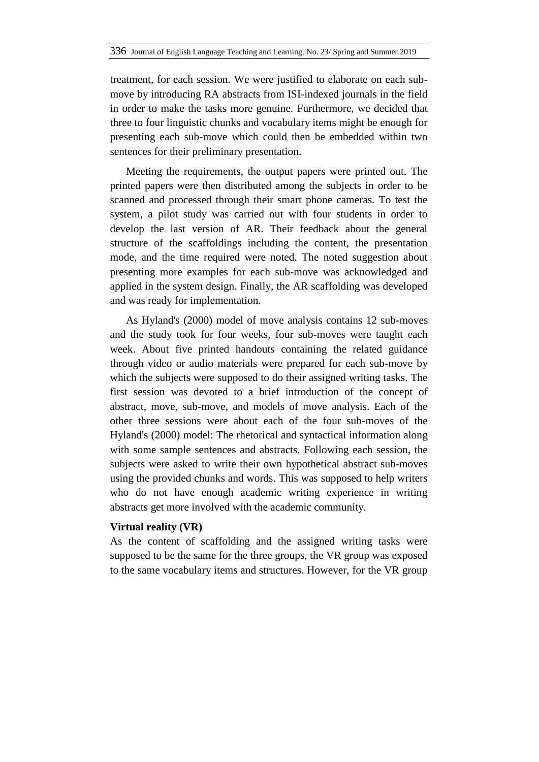treatment, for each session. We were justified to elaborate on each sub-move by introducing RA abstracts from ISI-indexed journals in the field in order to make the tasks more genuine. Furthermore, we decided that three to four linguistic chunks and vocabulary items might be enough for presenting each sub-move which could then be embedded within two sentences for their preliminary presentation.

Meeting the requirements, the output papers were printed out. The printed papers were then distributed among the subjects in order to be scanned and processed through their smart phone cameras. To test the system, a pilot study was carried out with four students in order to develop the last version of AR. Their feedback about the general structure of the scaffoldings including the content, the presentation mode, and the time required were noted. The noted suggestion about presenting more examples for each sub-move was acknowledged and applied in the system design. Finally, the AR scaffolding was developed and was ready for implementation.

As Hyland's (2000) model of move analysis contains 12 sub-moves and the study took for four weeks, four sub-moves were taught each week. About five printed handouts containing the related guidance through video or audio materials were prepared for each sub-move by which the subjects were supposed to do their assigned writing tasks. The first session was devoted to a brief introduction of the concept of abstract, move, sub-move, and models of move analysis. Each of the other three sessions were about each of the four sub-moves of the Hyland's (2000) model: The rhetorical and syntactical information along with some sample sentences and abstracts. Following each session, the subjects were asked to write their own hypothetical abstract sub-moves using the provided chunks and words. This was supposed to help writers who do not have enough academic writing experience in writing abstracts get more involved with the academic community.

**Virtual reality (VR)**

As the content of scaffolding and the assigned writing tasks were supposed to be the same for the three groups, the VR group was exposed to the same vocabulary items and structures. However, for the VR group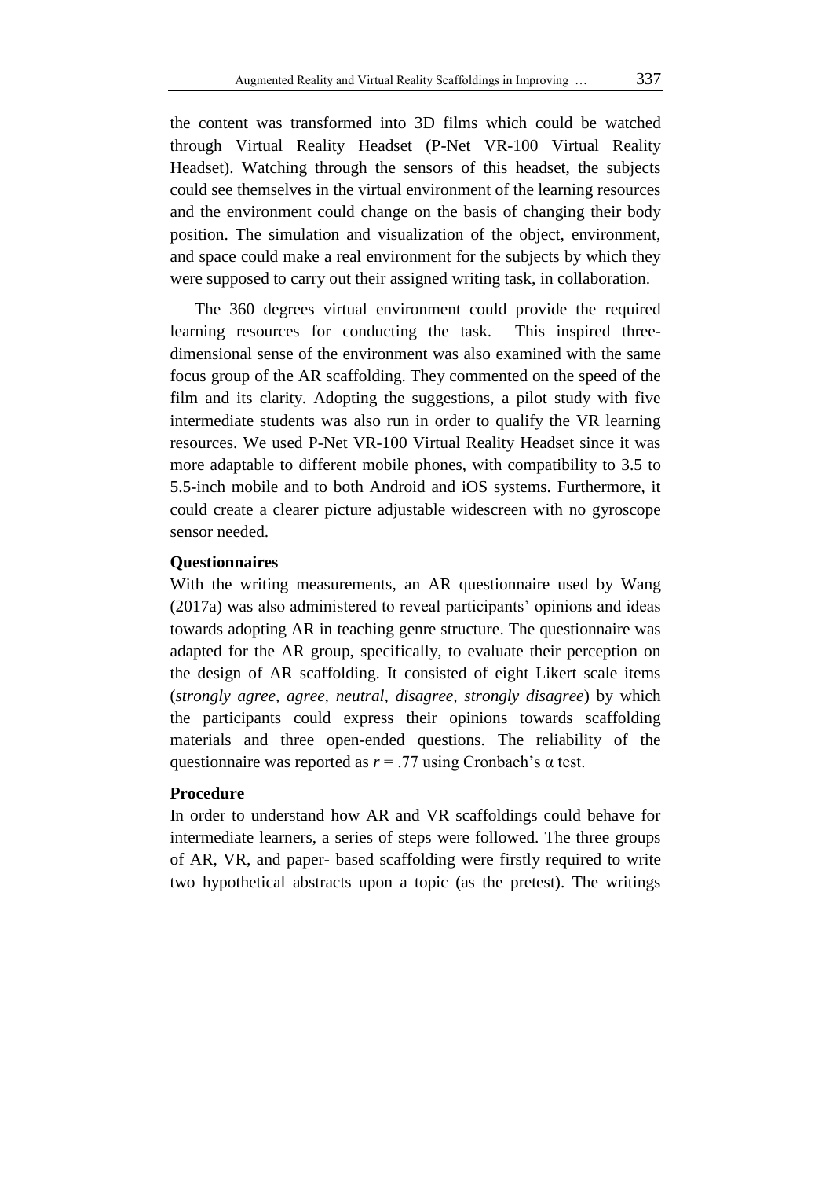the content was transformed into 3D films which could be watched through Virtual Reality Headset (P-Net VR-100 Virtual Reality Headset). Watching through the sensors of this headset, the subjects could see themselves in the virtual environment of the learning resources and the environment could change on the basis of changing their body position. The simulation and visualization of the object, environment, and space could make a real environment for the subjects by which they were supposed to carry out their assigned writing task, in collaboration.

The 360 degrees virtual environment could provide the required learning resources for conducting the task. This inspired three-dimensional sense of the environment was also examined with the same focus group of the AR scaffolding. They commented on the speed of the film and its clarity. Adopting the suggestions, a pilot study with five intermediate students was also run in order to qualify the VR learning resources. We used P-Net VR-100 Virtual Reality Headset since it was more adaptable to different mobile phones, with compatibility to 3.5 to 5.5-inch mobile and to both Android and iOS systems. Furthermore, it could create a clearer picture adjustable widescreen with no gyroscope sensor needed.

**Questionnaires**

With the writing measurements, an AR questionnaire used by Wang (2017a) was also administered to reveal participants' opinions and ideas towards adopting AR in teaching genre structure. The questionnaire was adapted for the AR group, specifically, to evaluate their perception on the design of AR scaffolding. It consisted of eight Likert scale items (*strongly agree, agree, neutral, disagree, strongly disagree*) by which the participants could express their opinions towards scaffolding materials and three open-ended questions. The reliability of the questionnaire was reported as $r = .77$ using Cronbach's $\alpha$ test.

**Procedure**

In order to understand how AR and VR scaffoldings could behave for intermediate learners, a series of steps were followed. The three groups of AR, VR, and paper- based scaffolding were firstly required to write two hypothetical abstracts upon a topic (as the pretest). The writings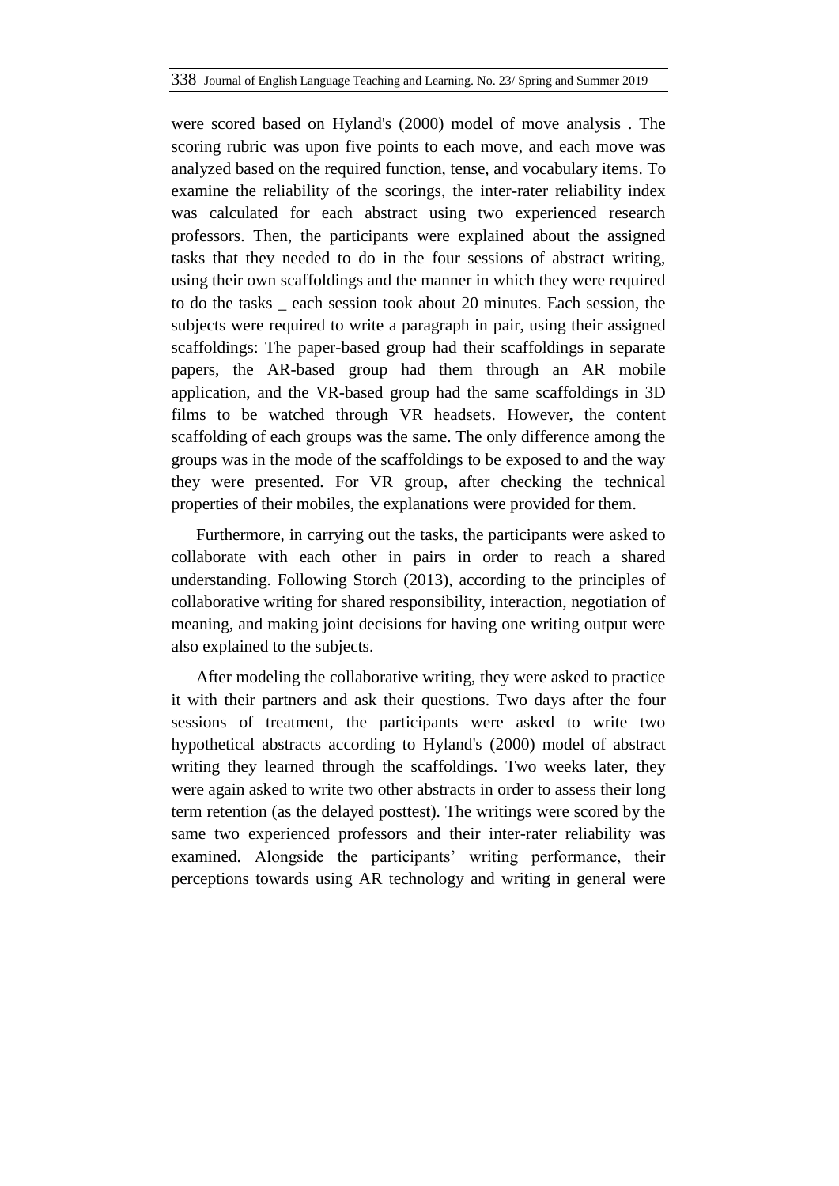were scored based on Hyland's (2000) model of move analysis . The scoring rubric was upon five points to each move, and each move was analyzed based on the required function, tense, and vocabulary items. To examine the reliability of the scorings, the inter-rater reliability index was calculated for each abstract using two experienced research professors. Then, the participants were explained about the assigned tasks that they needed to do in the four sessions of abstract writing, using their own scaffoldings and the manner in which they were required to do the tasks _ each session took about 20 minutes. Each session, the subjects were required to write a paragraph in pair, using their assigned scaffoldings: The paper-based group had their scaffoldings in separate papers, the AR-based group had them through an AR mobile application, and the VR-based group had the same scaffoldings in 3D films to be watched through VR headsets. However, the content scaffolding of each groups was the same. The only difference among the groups was in the mode of the scaffoldings to be exposed to and the way they were presented. For VR group, after checking the technical properties of their mobiles, the explanations were provided for them.

Furthermore, in carrying out the tasks, the participants were asked to collaborate with each other in pairs in order to reach a shared understanding. Following Storch (2013), according to the principles of collaborative writing for shared responsibility, interaction, negotiation of meaning, and making joint decisions for having one writing output were also explained to the subjects.

After modeling the collaborative writing, they were asked to practice it with their partners and ask their questions. Two days after the four sessions of treatment, the participants were asked to write two hypothetical abstracts according to Hyland's (2000) model of abstract writing they learned through the scaffoldings. Two weeks later, they were again asked to write two other abstracts in order to assess their long term retention (as the delayed posttest). The writings were scored by the same two experienced professors and their inter-rater reliability was examined. Alongside the participants' writing performance, their perceptions towards using AR technology and writing in general were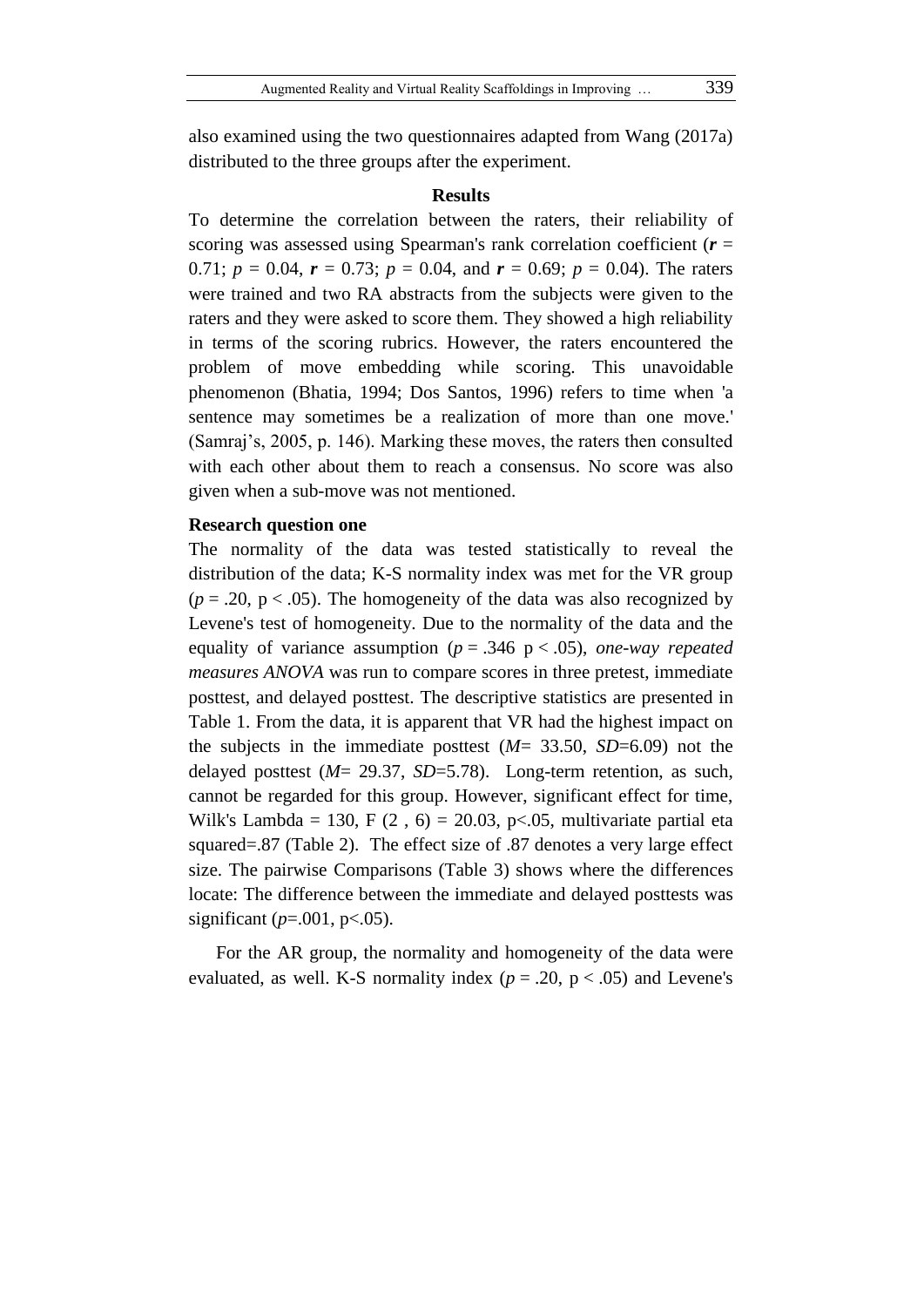also examined using the two questionnaires adapted from Wang (2017a) distributed to the three groups after the experiment.

## Results

To determine the correlation between the raters, their reliability of scoring was assessed using Spearman's rank correlation coefficient (***r*** = 0.71; *p* = 0.04, ***r*** = 0.73; *p* = 0.04, and ***r*** = 0.69; *p* = 0.04). The raters were trained and two RA abstracts from the subjects were given to the raters and they were asked to score them. They showed a high reliability in terms of the scoring rubrics. However, the raters encountered the problem of move embedding while scoring. This unavoidable phenomenon (Bhatia, 1994; Dos Santos, 1996) refers to time when 'a sentence may sometimes be a realization of more than one move.' (Samraj's, 2005, p. 146). Marking these moves, the raters then consulted with each other about them to reach a consensus. No score was also given when a sub-move was not mentioned.

### Research question one

The normality of the data was tested statistically to reveal the distribution of the data; K-S normality index was met for the VR group ($p = .20$, $p < .05$). The homogeneity of the data was also recognized by Levene's test of homogeneity. Due to the normality of the data and the equality of variance assumption ($p = .346$ $p < .05$), *one-way repeated measures ANOVA* was run to compare scores in three pretest, immediate posttest, and delayed posttest. The descriptive statistics are presented in Table 1. From the data, it is apparent that VR had the highest impact on the subjects in the immediate posttest (*M*= 33.50, *SD*=6.09) not the delayed posttest (*M*= 29.37, *SD*=5.78). Long-term retention, as such, cannot be regarded for this group. However, significant effect for time, Wilk's Lambda = 130, $F(2, 6) = 20.03$, $p<.05$, multivariate partial eta squared=.87 (Table 2). The effect size of .87 denotes a very large effect size. The pairwise Comparisons (Table 3) shows where the differences locate: The difference between the immediate and delayed posttests was significant ($p$=.001, $p<.05$).

For the AR group, the normality and homogeneity of the data were evaluated, as well. K-S normality index ($p = .20$, $p < .05$) and Levene's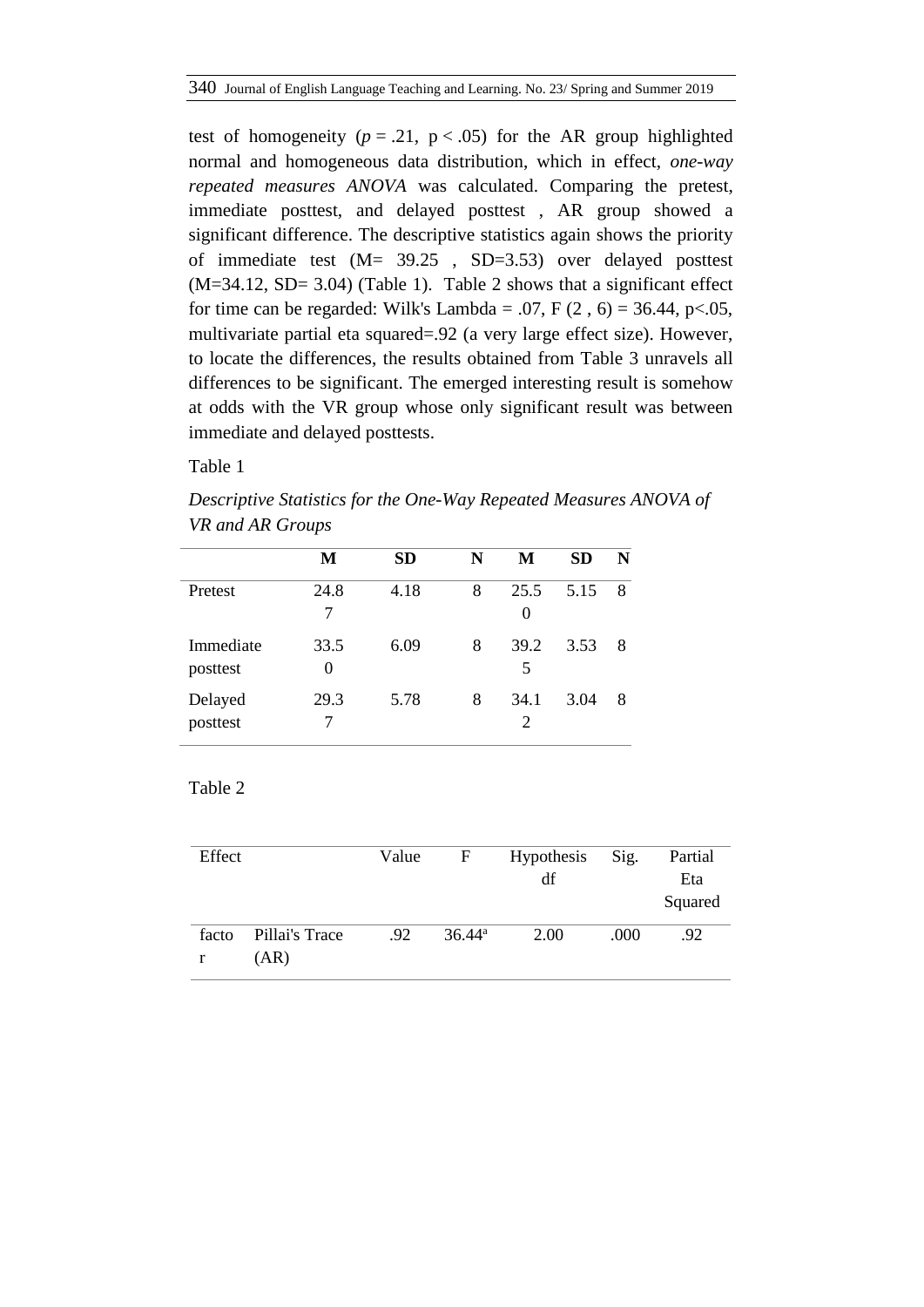test of homogeneity ($p = .21$, $p < .05$) for the AR group highlighted normal and homogeneous data distribution, which in effect, *one-way repeated measures ANOVA* was calculated. Comparing the pretest, immediate posttest, and delayed posttest , AR group showed a significant difference. The descriptive statistics again shows the priority of immediate test (M= 39.25 , SD=3.53) over delayed posttest (M=34.12, SD= 3.04) (Table 1). Table 2 shows that a significant effect for time can be regarded: Wilk's Lambda = .07, $F(2 , 6) = 36.44$, $p<.05$, multivariate partial eta squared=.92 (a very large effect size). However, to locate the differences, the results obtained from Table 3 unravels all differences to be significant. The emerged interesting result is somehow at odds with the VR group whose only significant result was between immediate and delayed posttests.

Table 1

*Descriptive Statistics for the One-Way Repeated Measures ANOVA of VR and AR Groups*

| | **M** | **SD** | **N** | **M** | **SD** | **N** |
|---|---|---|---|---|---|---|
| Pretest | 24.87 | 4.18 | 8 | 25.50 | 5.15 | 8 |
| Immediate posttest | 33.50 | 6.09 | 8 | 39.25 | 3.53 | 8 |
| Delayed posttest | 29.37 | 5.78 | 8 | 34.12 | 3.04 | 8 |

Table 2

| Effect | | Value | F | Hypothesis df | Sig. | Partial Eta Squared |
|---|---|---|---|---|---|---|
| factor | Pillai's Trace (AR) | .92 | 36.44[a] | 2.00 | .000 | .92 |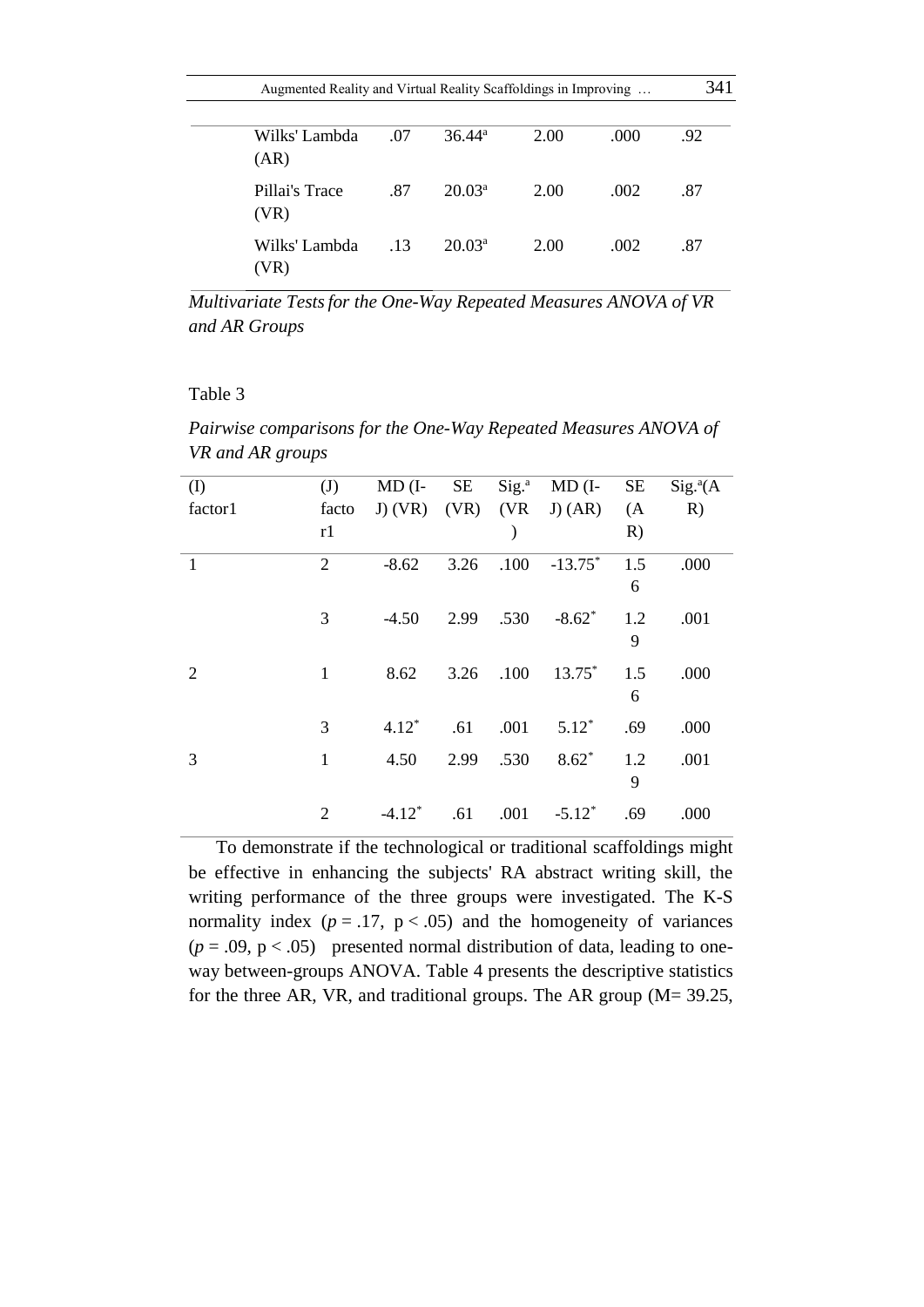| | | | | | |
|---|---|---|---|---|---|
| Wilks' Lambda (AR) | .07 | 36.44[a] | 2.00 | .000 | .92 |
| Pillai's Trace (VR) | .87 | 20.03[a] | 2.00 | .002 | .87 |
| Wilks' Lambda (VR) | .13 | 20.03[a] | 2.00 | .002 | .87 |

*Multivariate Tests for the One-Way Repeated Measures ANOVA of VR and AR Groups*

Table 3

*Pairwise comparisons for the One-Way Repeated Measures ANOVA of VR and AR groups*

| (I) factor1 | (J) factor1 | MD (I-J) (VR) | SE (VR) | Sig.[a] (VR) | MD (I-J) (AR) | SE (AR) | Sig.[a](AR) |
|---|---|---|---|---|---|---|---|
| 1 | 2 | -8.62 | 3.26 | .100 | -13.75* | 1.56 | .000 |
| | 3 | -4.50 | 2.99 | .530 | -8.62* | 1.29 | .001 |
| 2 | 1 | 8.62 | 3.26 | .100 | 13.75* | 1.56 | .000 |
| | 3 | 4.12* | .61 | .001 | 5.12* | .69 | .000 |
| 3 | 1 | 4.50 | 2.99 | .530 | 8.62* | 1.29 | .001 |
| | 2 | -4.12* | .61 | .001 | -5.12* | .69 | .000 |

To demonstrate if the technological or traditional scaffoldings might be effective in enhancing the subjects' RA abstract writing skill, the writing performance of the three groups were investigated. The K-S normality index ($p = .17$, $p < .05$) and the homogeneity of variances ($p = .09$, $p < .05$) presented normal distribution of data, leading to one-way between-groups ANOVA. Table 4 presents the descriptive statistics for the three AR, VR, and traditional groups. The AR group (M= 39.25,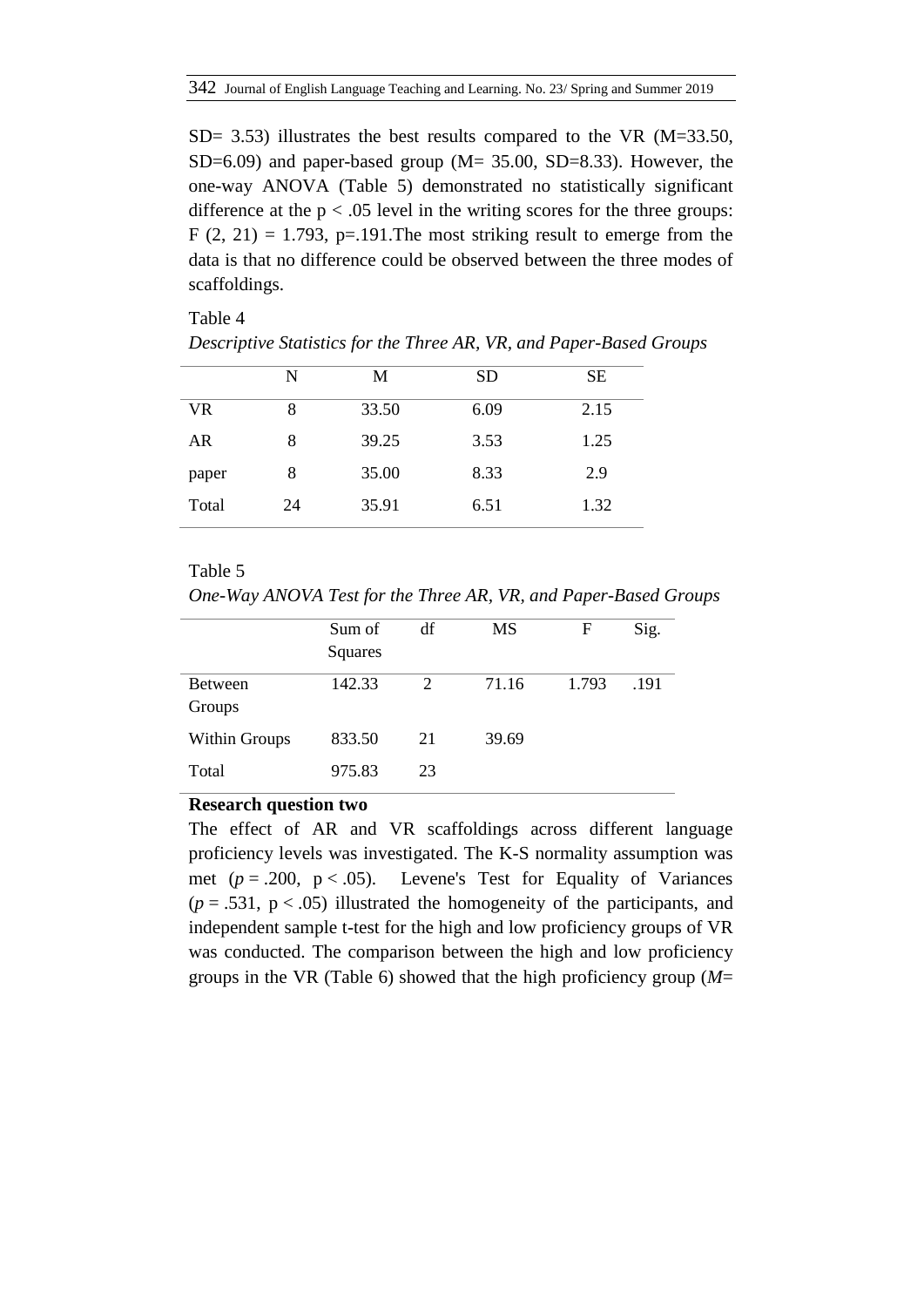SD= 3.53) illustrates the best results compared to the VR (M=33.50, SD=6.09) and paper-based group (M= 35.00, SD=8.33). However, the one-way ANOVA (Table 5) demonstrated no statistically significant difference at the $p < .05$ level in the writing scores for the three groups: $F(2, 21) = 1.793$, $p=.191$.The most striking result to emerge from the data is that no difference could be observed between the three modes of scaffoldings.

Table 4

*Descriptive Statistics for the Three AR, VR, and Paper-Based Groups*

| | N | M | SD | SE |
|---|---|---|---|---|
| VR | 8 | 33.50 | 6.09 | 2.15 |
| AR | 8 | 39.25 | 3.53 | 1.25 |
| paper | 8 | 35.00 | 8.33 | 2.9 |
| Total | 24 | 35.91 | 6.51 | 1.32 |

Table 5

*One-Way ANOVA Test for the Three AR, VR, and Paper-Based Groups*

| | Sum of Squares | df | MS | F | Sig. |
|---|---|---|---|---|---|
| Between Groups | 142.33 | 2 | 71.16 | 1.793 | .191 |
| Within Groups | 833.50 | 21 | 39.69 | | |
| Total | 975.83 | 23 | | | |

**Research question two**

The effect of AR and VR scaffoldings across different language proficiency levels was investigated. The K-S normality assumption was met ($p = .200$, $p < .05$). Levene's Test for Equality of Variances ($p = .531$, $p < .05$) illustrated the homogeneity of the participants, and independent sample t-test for the high and low proficiency groups of VR was conducted. The comparison between the high and low proficiency groups in the VR (Table 6) showed that the high proficiency group (*M*=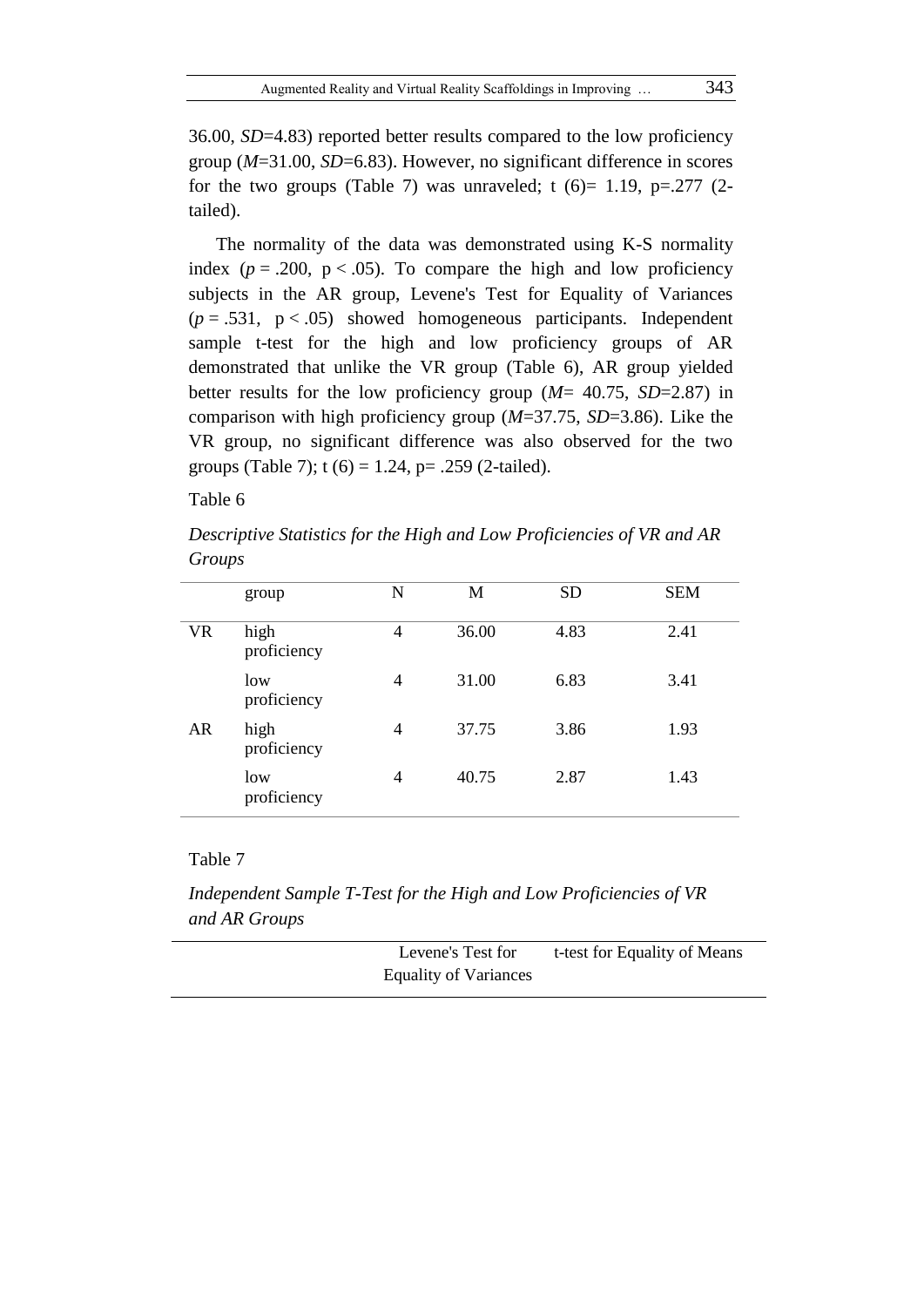36.00, *SD*=4.83) reported better results compared to the low proficiency group (*M*=31.00, *SD*=6.83). However, no significant difference in scores for the two groups (Table 7) was unraveled; t (6)= 1.19, p=.277 (2-tailed).

The normality of the data was demonstrated using K-S normality index ($p = .200$, $p < .05$). To compare the high and low proficiency subjects in the AR group, Levene's Test for Equality of Variances ($p = .531$, $p < .05$) showed homogeneous participants. Independent sample t-test for the high and low proficiency groups of AR demonstrated that unlike the VR group (Table 6), AR group yielded better results for the low proficiency group (*M*= 40.75, *SD*=2.87) in comparison with high proficiency group (*M*=37.75, *SD*=3.86). Like the VR group, no significant difference was also observed for the two groups (Table 7); t (6) = 1.24, p= .259 (2-tailed).

Table 6

*Descriptive Statistics for the High and Low Proficiencies of VR and AR Groups*

| | group | N | M | SD | SEM |
|---|---|---|---|---|---|
| VR | high proficiency | 4 | 36.00 | 4.83 | 2.41 |
| | low proficiency | 4 | 31.00 | 6.83 | 3.41 |
| AR | high proficiency | 4 | 37.75 | 3.86 | 1.93 |
| | low proficiency | 4 | 40.75 | 2.87 | 1.43 |

Table 7

*Independent Sample T-Test for the High and Low Proficiencies of VR and AR Groups*

| | Levene's Test for Equality of Variances | t-test for Equality of Means |
|---|---|---|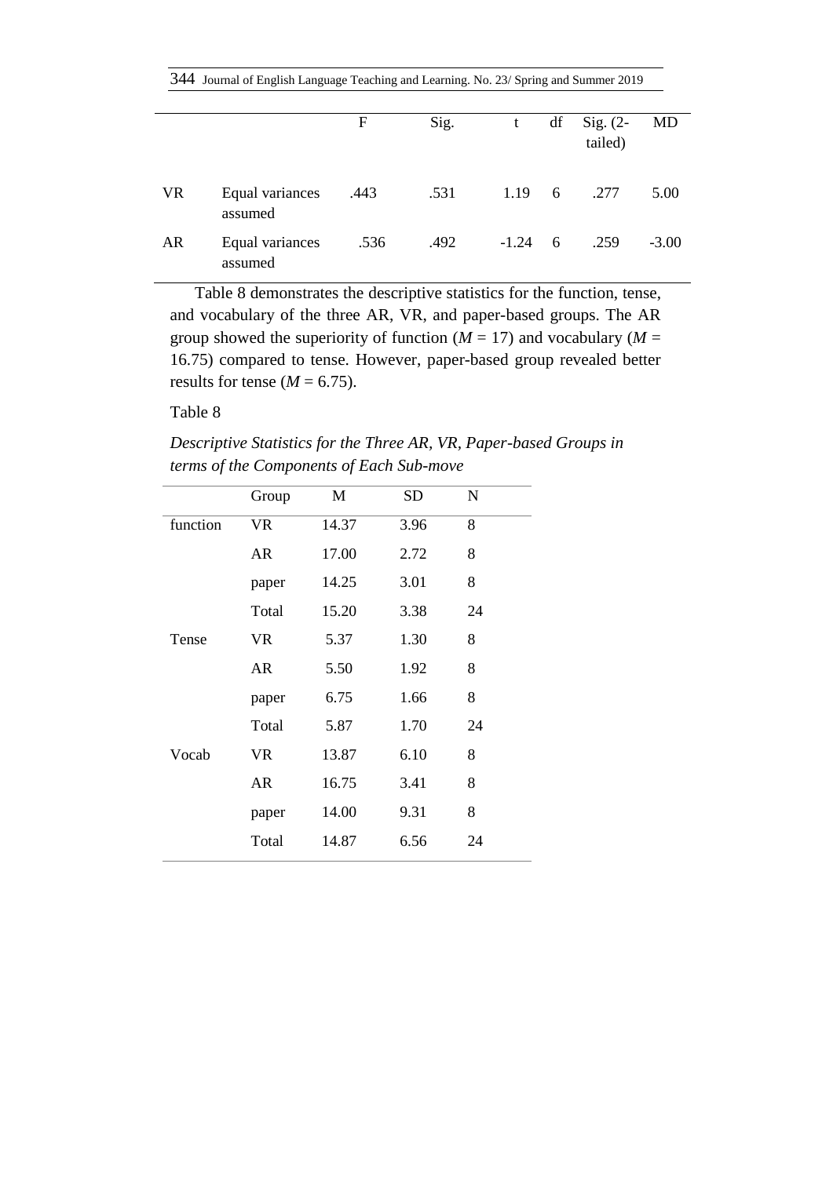| | | F | Sig. | t | df | Sig. (2-tailed) | MD |
|---|---|---|---|---|---|---|---|
| VR | Equal variances assumed | .443 | .531 | 1.19 | 6 | .277 | 5.00 |
| AR | Equal variances assumed | .536 | .492 | -1.24 | 6 | .259 | -3.00 |

Table 8 demonstrates the descriptive statistics for the function, tense, and vocabulary of the three AR, VR, and paper-based groups. The AR group showed the superiority of function ($M$ = 17) and vocabulary ($M$ = 16.75) compared to tense. However, paper-based group revealed better results for tense ($M$ = 6.75).

Table 8

*Descriptive Statistics for the Three AR, VR, Paper-based Groups in terms of the Components of Each Sub-move*

| | Group | M | SD | N |
|---|---|---|---|---|
| function | VR | 14.37 | 3.96 | 8 |
| | AR | 17.00 | 2.72 | 8 |
| | paper | 14.25 | 3.01 | 8 |
| | Total | 15.20 | 3.38 | 24 |
| Tense | VR | 5.37 | 1.30 | 8 |
| | AR | 5.50 | 1.92 | 8 |
| | paper | 6.75 | 1.66 | 8 |
| | Total | 5.87 | 1.70 | 24 |
| Vocab | VR | 13.87 | 6.10 | 8 |
| | AR | 16.75 | 3.41 | 8 |
| | paper | 14.00 | 9.31 | 8 |
| | Total | 14.87 | 6.56 | 24 |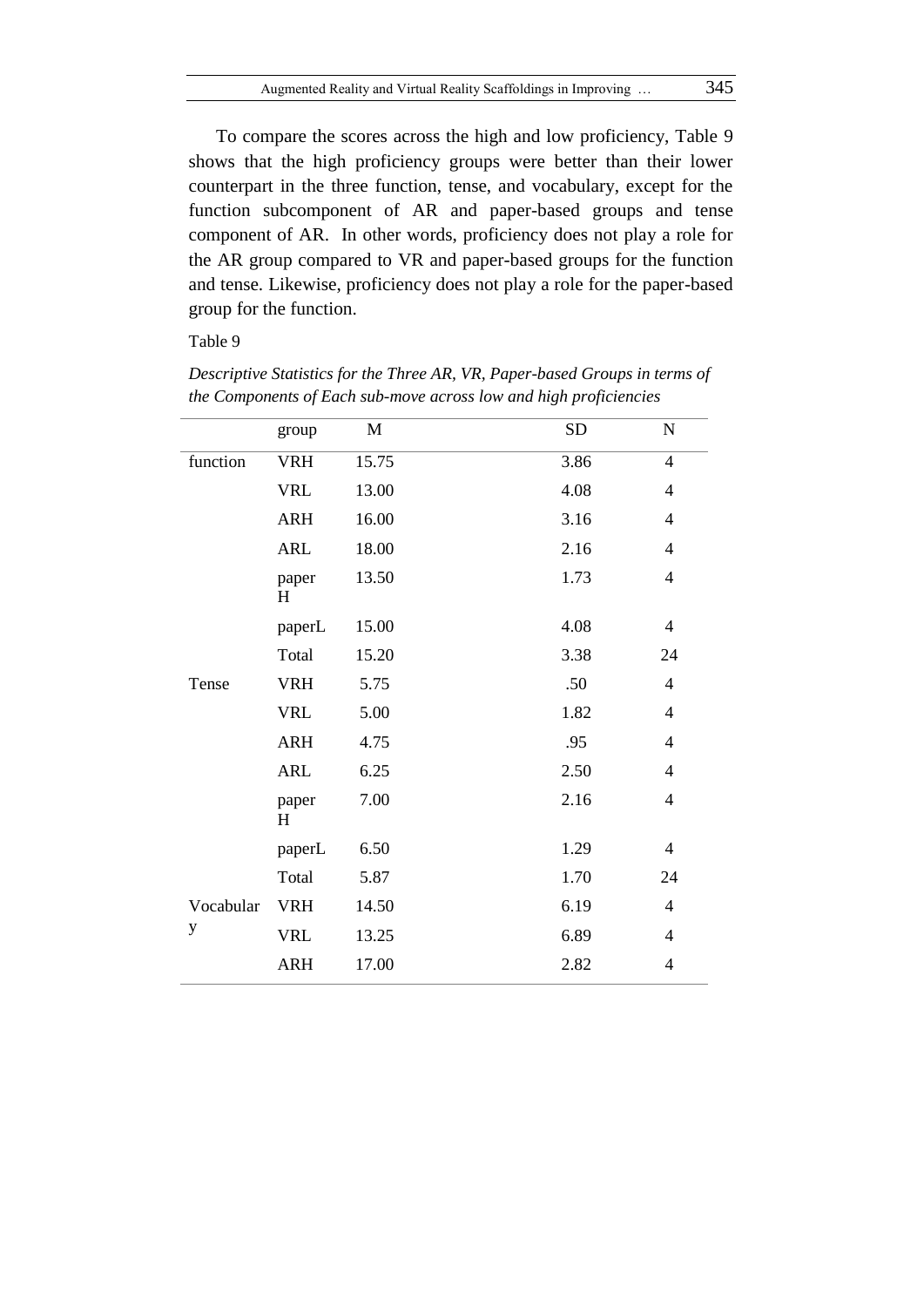To compare the scores across the high and low proficiency, Table 9 shows that the high proficiency groups were better than their lower counterpart in the three function, tense, and vocabulary, except for the function subcomponent of AR and paper-based groups and tense component of AR. In other words, proficiency does not play a role for the AR group compared to VR and paper-based groups for the function and tense. Likewise, proficiency does not play a role for the paper-based group for the function.

Table 9

*Descriptive Statistics for the Three AR, VR, Paper-based Groups in terms of the Components of Each sub-move across low and high proficiencies*

| | group | M | SD | N |
|---|---|---|---|---|
| function | VRH | 15.75 | 3.86 | 4 |
| | VRL | 13.00 | 4.08 | 4 |
| | ARH | 16.00 | 3.16 | 4 |
| | ARL | 18.00 | 2.16 | 4 |
| | paper H | 13.50 | 1.73 | 4 |
| | paperL | 15.00 | 4.08 | 4 |
| | Total | 15.20 | 3.38 | 24 |
| Tense | VRH | 5.75 | .50 | 4 |
| | VRL | 5.00 | 1.82 | 4 |
| | ARH | 4.75 | .95 | 4 |
| | ARL | 6.25 | 2.50 | 4 |
| | paper H | 7.00 | 2.16 | 4 |
| | paperL | 6.50 | 1.29 | 4 |
| | Total | 5.87 | 1.70 | 24 |
| Vocabulary | VRH | 14.50 | 6.19 | 4 |
| | VRL | 13.25 | 6.89 | 4 |
| | ARH | 17.00 | 2.82 | 4 |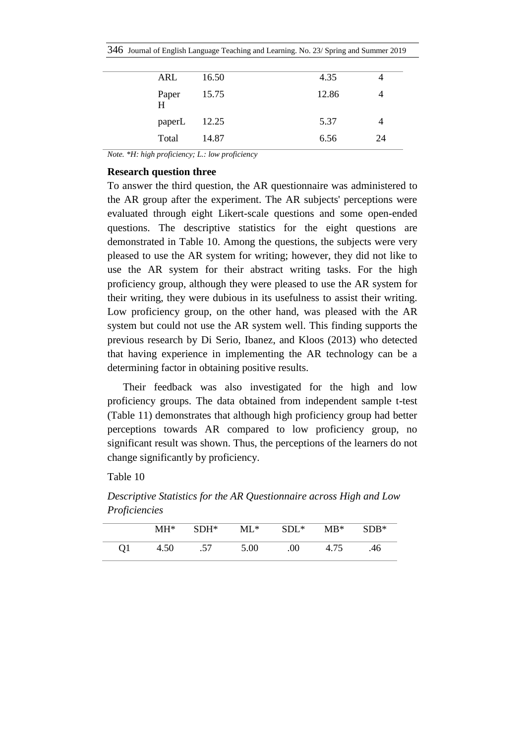| | | | |
|---|---|---|---|
| ARL | 16.50 | 4.35 | 4 |
| Paper H | 15.75 | 12.86 | 4 |
| paperL | 12.25 | 5.37 | 4 |
| Total | 14.87 | 6.56 | 24 |

*Note. *H: high proficiency; L.: low proficiency*

**Research question three**

To answer the third question, the AR questionnaire was administered to the AR group after the experiment. The AR subjects' perceptions were evaluated through eight Likert-scale questions and some open-ended questions. The descriptive statistics for the eight questions are demonstrated in Table 10. Among the questions, the subjects were very pleased to use the AR system for writing; however, they did not like to use the AR system for their abstract writing tasks. For the high proficiency group, although they were pleased to use the AR system for their writing, they were dubious in its usefulness to assist their writing. Low proficiency group, on the other hand, was pleased with the AR system but could not use the AR system well. This finding supports the previous research by Di Serio, Ibanez, and Kloos (2013) who detected that having experience in implementing the AR technology can be a determining factor in obtaining positive results.

Their feedback was also investigated for the high and low proficiency groups. The data obtained from independent sample t-test (Table 11) demonstrates that although high proficiency group had better perceptions towards AR compared to low proficiency group, no significant result was shown. Thus, the perceptions of the learners do not change significantly by proficiency.

Table 10

*Descriptive Statistics for the AR Questionnaire across High and Low Proficiencies*

| | MH* | SDH* | ML* | SDL* | MB* | SDB* |
|---|---|---|---|---|---|---|
| Q1 | 4.50 | .57 | 5.00 | .00 | 4.75 | .46 |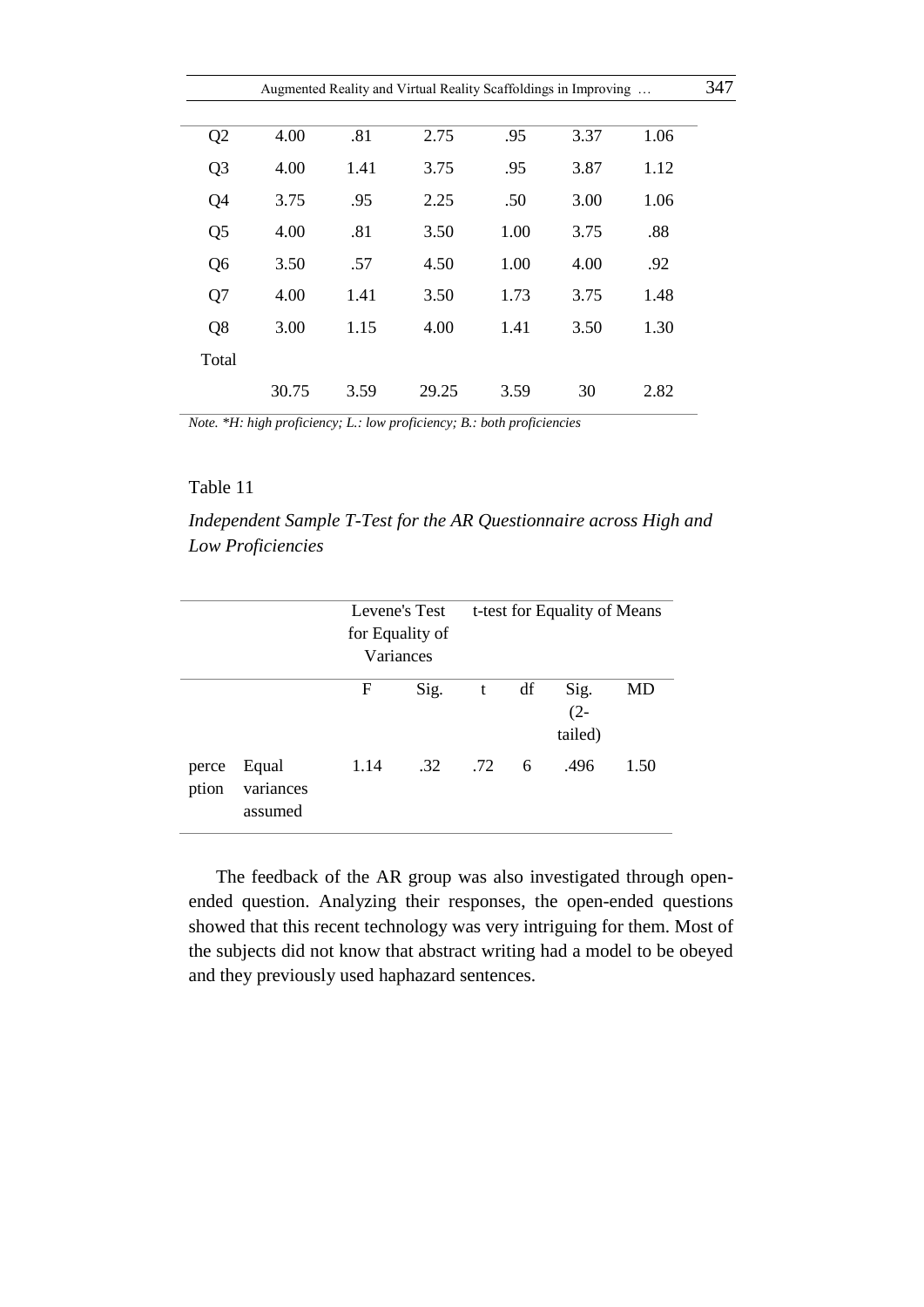| | | | | | | |
|---|---|---|---|---|---|---|
| Q2 | 4.00 | .81 | 2.75 | .95 | 3.37 | 1.06 |
| Q3 | 4.00 | 1.41 | 3.75 | .95 | 3.87 | 1.12 |
| Q4 | 3.75 | .95 | 2.25 | .50 | 3.00 | 1.06 |
| Q5 | 4.00 | .81 | 3.50 | 1.00 | 3.75 | .88 |
| Q6 | 3.50 | .57 | 4.50 | 1.00 | 4.00 | .92 |
| Q7 | 4.00 | 1.41 | 3.50 | 1.73 | 3.75 | 1.48 |
| Q8 | 3.00 | 1.15 | 4.00 | 1.41 | 3.50 | 1.30 |
| Total | | | | | | |
| | 30.75 | 3.59 | 29.25 | 3.59 | 30 | 2.82 |

*Note. \*H: high proficiency; L.: low proficiency; B.: both proficiencies*

Table 11

*Independent Sample T-Test for the AR Questionnaire across High and Low Proficiencies*

| | | Levene's Test for Equality of Variances | | t-test for Equality of Means | | | |
|---|---|---|---|---|---|---|---|
| | | F | Sig. | t | df | Sig. (2-tailed) | MD |
| perception | Equal variances assumed | 1.14 | .32 | .72 | 6 | .496 | 1.50 |

The feedback of the AR group was also investigated through open-ended question. Analyzing their responses, the open-ended questions showed that this recent technology was very intriguing for them. Most of the subjects did not know that abstract writing had a model to be obeyed and they previously used haphazard sentences.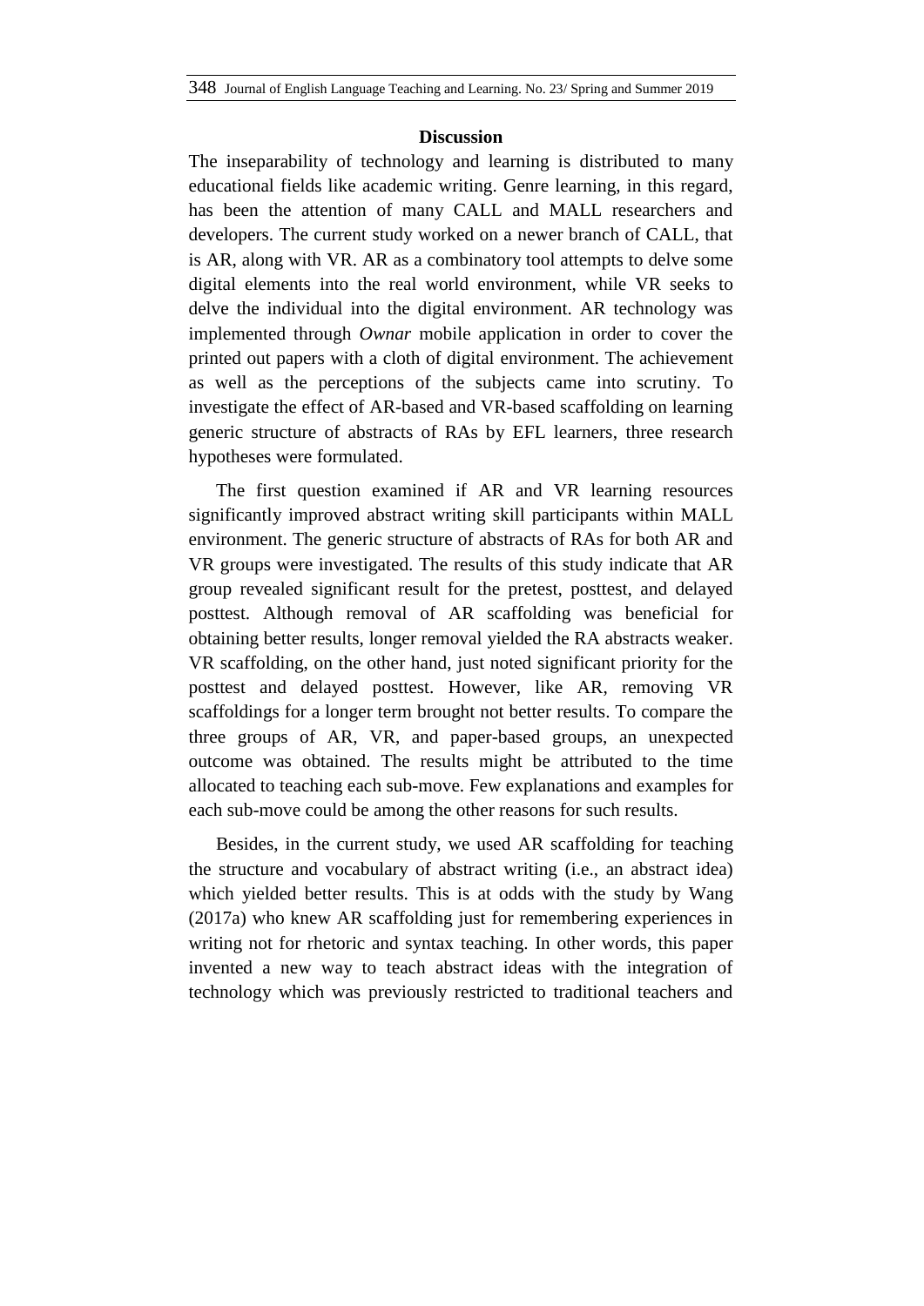## Discussion

The inseparability of technology and learning is distributed to many educational fields like academic writing. Genre learning, in this regard, has been the attention of many CALL and MALL researchers and developers. The current study worked on a newer branch of CALL, that is AR, along with VR. AR as a combinatory tool attempts to delve some digital elements into the real world environment, while VR seeks to delve the individual into the digital environment. AR technology was implemented through *Ownar* mobile application in order to cover the printed out papers with a cloth of digital environment. The achievement as well as the perceptions of the subjects came into scrutiny. To investigate the effect of AR-based and VR-based scaffolding on learning generic structure of abstracts of RAs by EFL learners, three research hypotheses were formulated.

The first question examined if AR and VR learning resources significantly improved abstract writing skill participants within MALL environment. The generic structure of abstracts of RAs for both AR and VR groups were investigated. The results of this study indicate that AR group revealed significant result for the pretest, posttest, and delayed posttest. Although removal of AR scaffolding was beneficial for obtaining better results, longer removal yielded the RA abstracts weaker. VR scaffolding, on the other hand, just noted significant priority for the posttest and delayed posttest. However, like AR, removing VR scaffoldings for a longer term brought not better results. To compare the three groups of AR, VR, and paper-based groups, an unexpected outcome was obtained. The results might be attributed to the time allocated to teaching each sub-move. Few explanations and examples for each sub-move could be among the other reasons for such results.

Besides, in the current study, we used AR scaffolding for teaching the structure and vocabulary of abstract writing (i.e., an abstract idea) which yielded better results. This is at odds with the study by Wang (2017a) who knew AR scaffolding just for remembering experiences in writing not for rhetoric and syntax teaching. In other words, this paper invented a new way to teach abstract ideas with the integration of technology which was previously restricted to traditional teachers and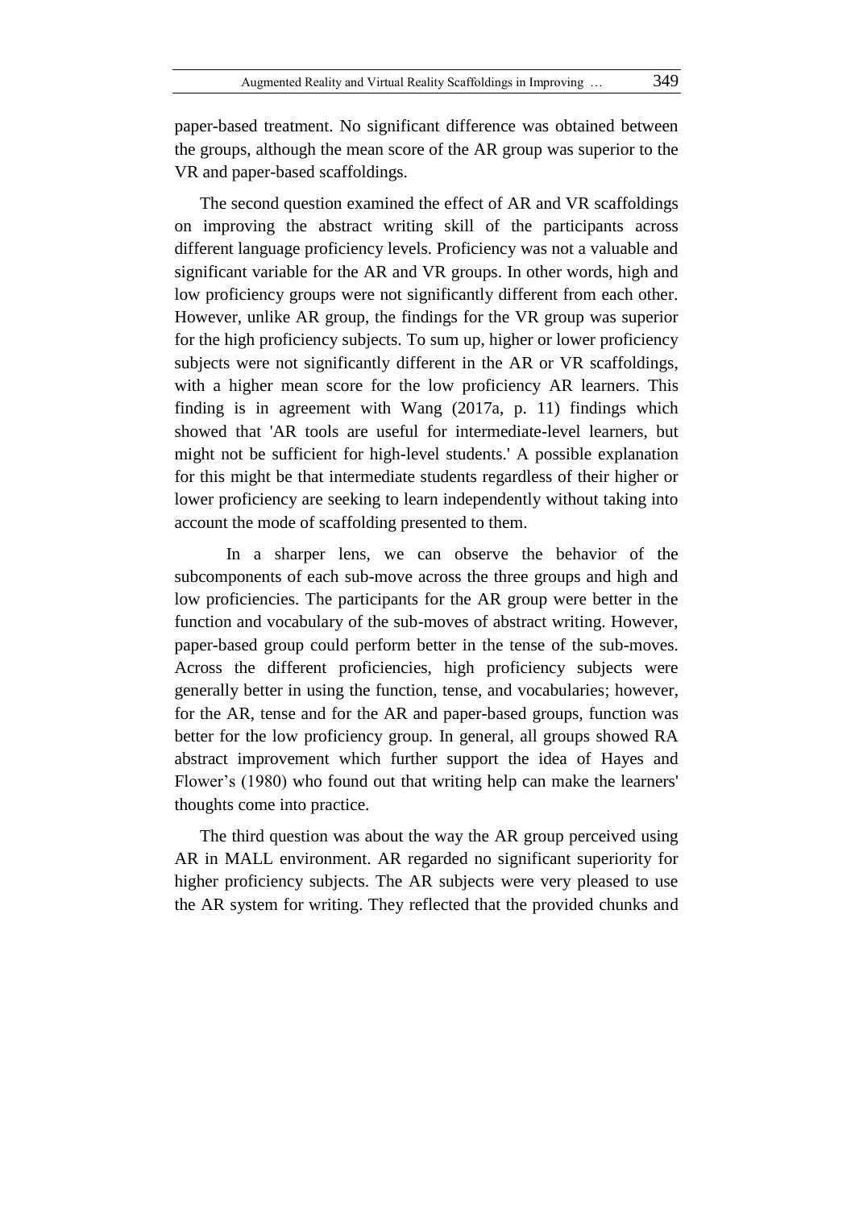paper-based treatment. No significant difference was obtained between the groups, although the mean score of the AR group was superior to the VR and paper-based scaffoldings.

The second question examined the effect of AR and VR scaffoldings on improving the abstract writing skill of the participants across different language proficiency levels. Proficiency was not a valuable and significant variable for the AR and VR groups. In other words, high and low proficiency groups were not significantly different from each other. However, unlike AR group, the findings for the VR group was superior for the high proficiency subjects. To sum up, higher or lower proficiency subjects were not significantly different in the AR or VR scaffoldings, with a higher mean score for the low proficiency AR learners. This finding is in agreement with Wang (2017a, p. 11) findings which showed that 'AR tools are useful for intermediate-level learners, but might not be sufficient for high-level students.' A possible explanation for this might be that intermediate students regardless of their higher or lower proficiency are seeking to learn independently without taking into account the mode of scaffolding presented to them.

In a sharper lens, we can observe the behavior of the subcomponents of each sub-move across the three groups and high and low proficiencies. The participants for the AR group were better in the function and vocabulary of the sub-moves of abstract writing. However, paper-based group could perform better in the tense of the sub-moves. Across the different proficiencies, high proficiency subjects were generally better in using the function, tense, and vocabularies; however, for the AR, tense and for the AR and paper-based groups, function was better for the low proficiency group. In general, all groups showed RA abstract improvement which further support the idea of Hayes and Flower’s (1980) who found out that writing help can make the learners' thoughts come into practice.

The third question was about the way the AR group perceived using AR in MALL environment. AR regarded no significant superiority for higher proficiency subjects. The AR subjects were very pleased to use the AR system for writing. They reflected that the provided chunks and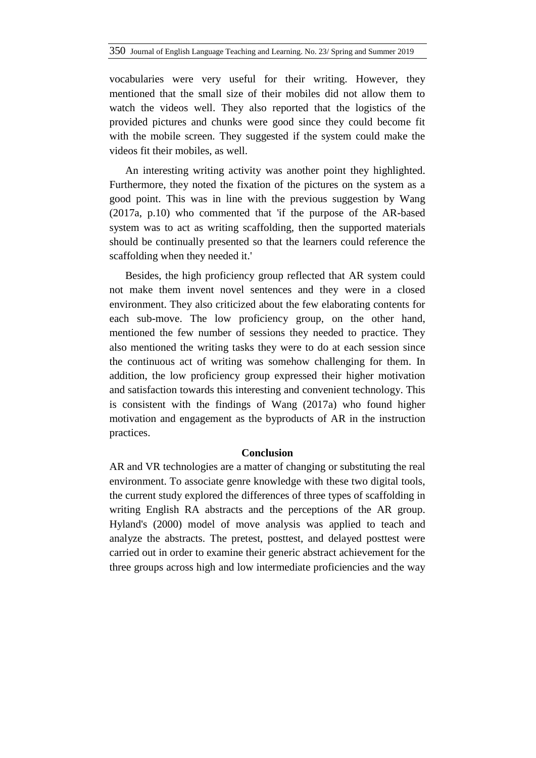vocabularies were very useful for their writing. However, they mentioned that the small size of their mobiles did not allow them to watch the videos well. They also reported that the logistics of the provided pictures and chunks were good since they could become fit with the mobile screen. They suggested if the system could make the videos fit their mobiles, as well.

An interesting writing activity was another point they highlighted. Furthermore, they noted the fixation of the pictures on the system as a good point. This was in line with the previous suggestion by Wang (2017a, p.10) who commented that 'if the purpose of the AR-based system was to act as writing scaffolding, then the supported materials should be continually presented so that the learners could reference the scaffolding when they needed it.'

Besides, the high proficiency group reflected that AR system could not make them invent novel sentences and they were in a closed environment. They also criticized about the few elaborating contents for each sub-move. The low proficiency group, on the other hand, mentioned the few number of sessions they needed to practice. They also mentioned the writing tasks they were to do at each session since the continuous act of writing was somehow challenging for them. In addition, the low proficiency group expressed their higher motivation and satisfaction towards this interesting and convenient technology. This is consistent with the findings of Wang (2017a) who found higher motivation and engagement as the byproducts of AR in the instruction practices.

## Conclusion

AR and VR technologies are a matter of changing or substituting the real environment. To associate genre knowledge with these two digital tools, the current study explored the differences of three types of scaffolding in writing English RA abstracts and the perceptions of the AR group. Hyland's (2000) model of move analysis was applied to teach and analyze the abstracts. The pretest, posttest, and delayed posttest were carried out in order to examine their generic abstract achievement for the three groups across high and low intermediate proficiencies and the way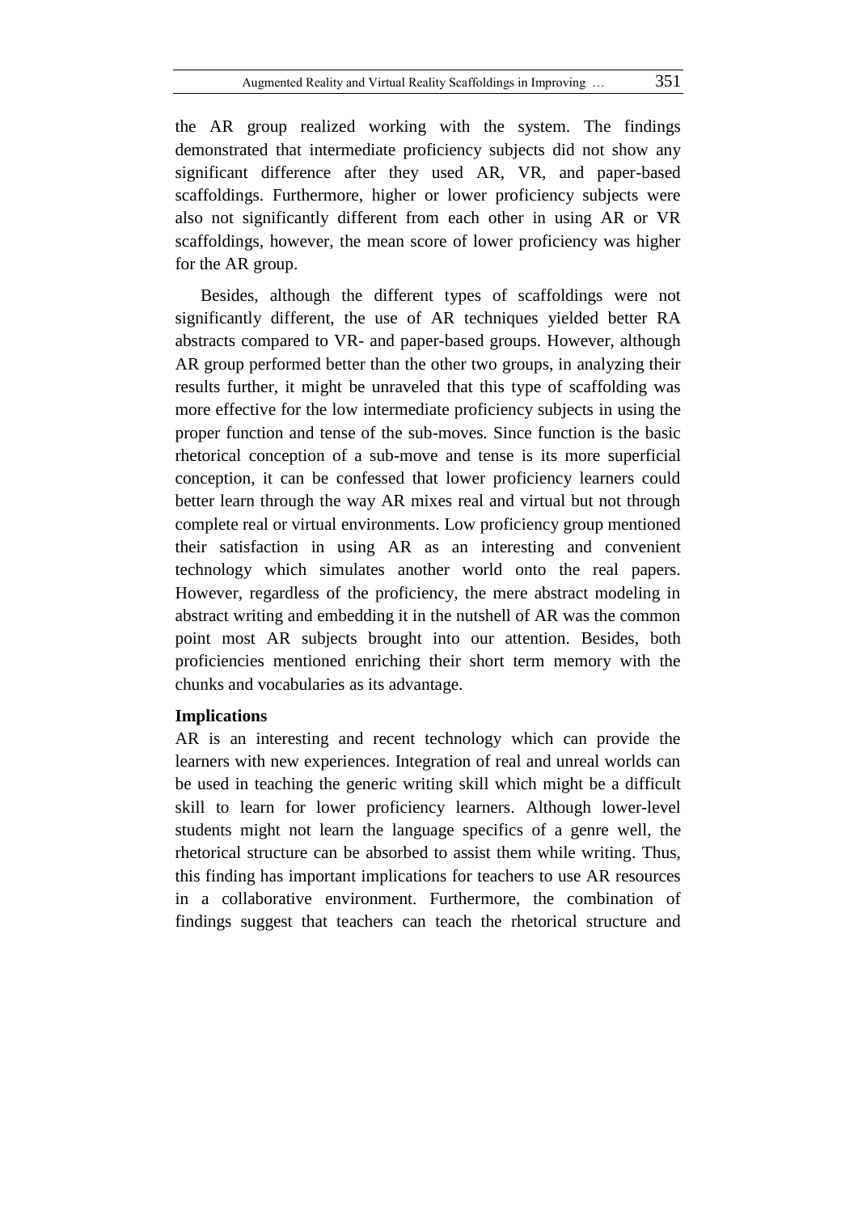the AR group realized working with the system. The findings demonstrated that intermediate proficiency subjects did not show any significant difference after they used AR, VR, and paper-based scaffoldings. Furthermore, higher or lower proficiency subjects were also not significantly different from each other in using AR or VR scaffoldings, however, the mean score of lower proficiency was higher for the AR group.

Besides, although the different types of scaffoldings were not significantly different, the use of AR techniques yielded better RA abstracts compared to VR- and paper-based groups. However, although AR group performed better than the other two groups, in analyzing their results further, it might be unraveled that this type of scaffolding was more effective for the low intermediate proficiency subjects in using the proper function and tense of the sub-moves. Since function is the basic rhetorical conception of a sub-move and tense is its more superficial conception, it can be confessed that lower proficiency learners could better learn through the way AR mixes real and virtual but not through complete real or virtual environments. Low proficiency group mentioned their satisfaction in using AR as an interesting and convenient technology which simulates another world onto the real papers. However, regardless of the proficiency, the mere abstract modeling in abstract writing and embedding it in the nutshell of AR was the common point most AR subjects brought into our attention. Besides, both proficiencies mentioned enriching their short term memory with the chunks and vocabularies as its advantage.

**Implications**

AR is an interesting and recent technology which can provide the learners with new experiences. Integration of real and unreal worlds can be used in teaching the generic writing skill which might be a difficult skill to learn for lower proficiency learners. Although lower-level students might not learn the language specifics of a genre well, the rhetorical structure can be absorbed to assist them while writing. Thus, this finding has important implications for teachers to use AR resources in a collaborative environment. Furthermore, the combination of findings suggest that teachers can teach the rhetorical structure and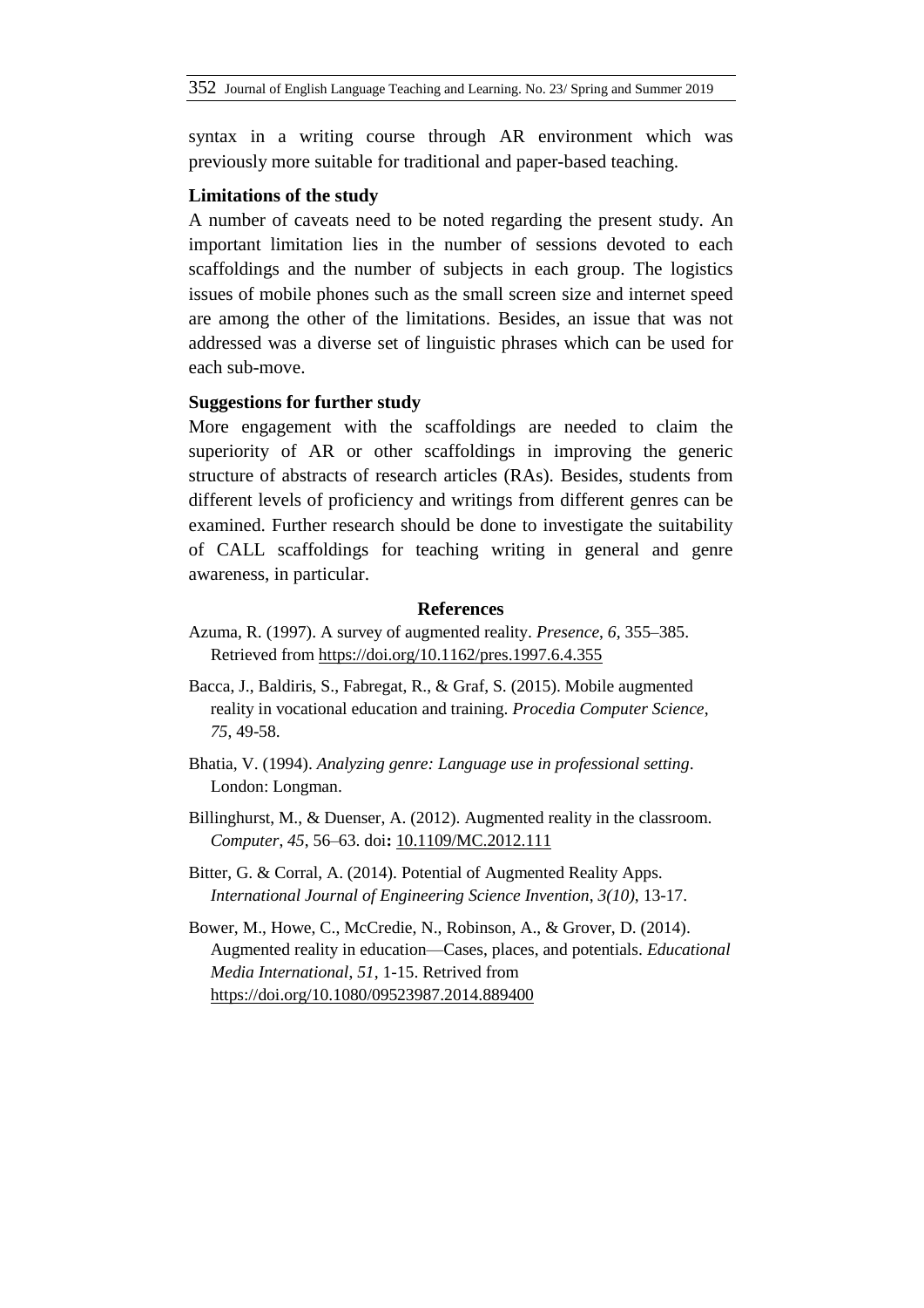syntax in a writing course through AR environment which was previously more suitable for traditional and paper-based teaching.

### Limitations of the study

A number of caveats need to be noted regarding the present study. An important limitation lies in the number of sessions devoted to each scaffoldings and the number of subjects in each group. The logistics issues of mobile phones such as the small screen size and internet speed are among the other of the limitations. Besides, an issue that was not addressed was a diverse set of linguistic phrases which can be used for each sub-move.

### Suggestions for further study

More engagement with the scaffoldings are needed to claim the superiority of AR or other scaffoldings in improving the generic structure of abstracts of research articles (RAs). Besides, students from different levels of proficiency and writings from different genres can be examined. Further research should be done to investigate the suitability of CALL scaffoldings for teaching writing in general and genre awareness, in particular.

## References

Azuma, R. (1997). A survey of augmented reality. *Presence*, *6*, 355–385. Retrieved from https://doi.org/10.1162/pres.1997.6.4.355

Bacca, J., Baldiris, S., Fabregat, R., & Graf, S. (2015). Mobile augmented reality in vocational education and training. *Procedia Computer Science*, *75*, 49-58.

Bhatia, V. (1994). *Analyzing genre: Language use in professional setting*. London: Longman.

Billinghurst, M., & Duenser, A. (2012). Augmented reality in the classroom. *Computer*, *45*, 56–63. doi**:** 10.1109/MC.2012.111

Bitter, G. & Corral, A. (2014). Potential of Augmented Reality Apps. *International Journal of Engineering Science Invention*, *3(10)*, 13-17.

Bower, M., Howe, C., McCredie, N., Robinson, A., & Grover, D. (2014). Augmented reality in education—Cases, places, and potentials. *Educational Media International*, *51*, 1-15. Retrived from https://doi.org/10.1080/09523987.2014.889400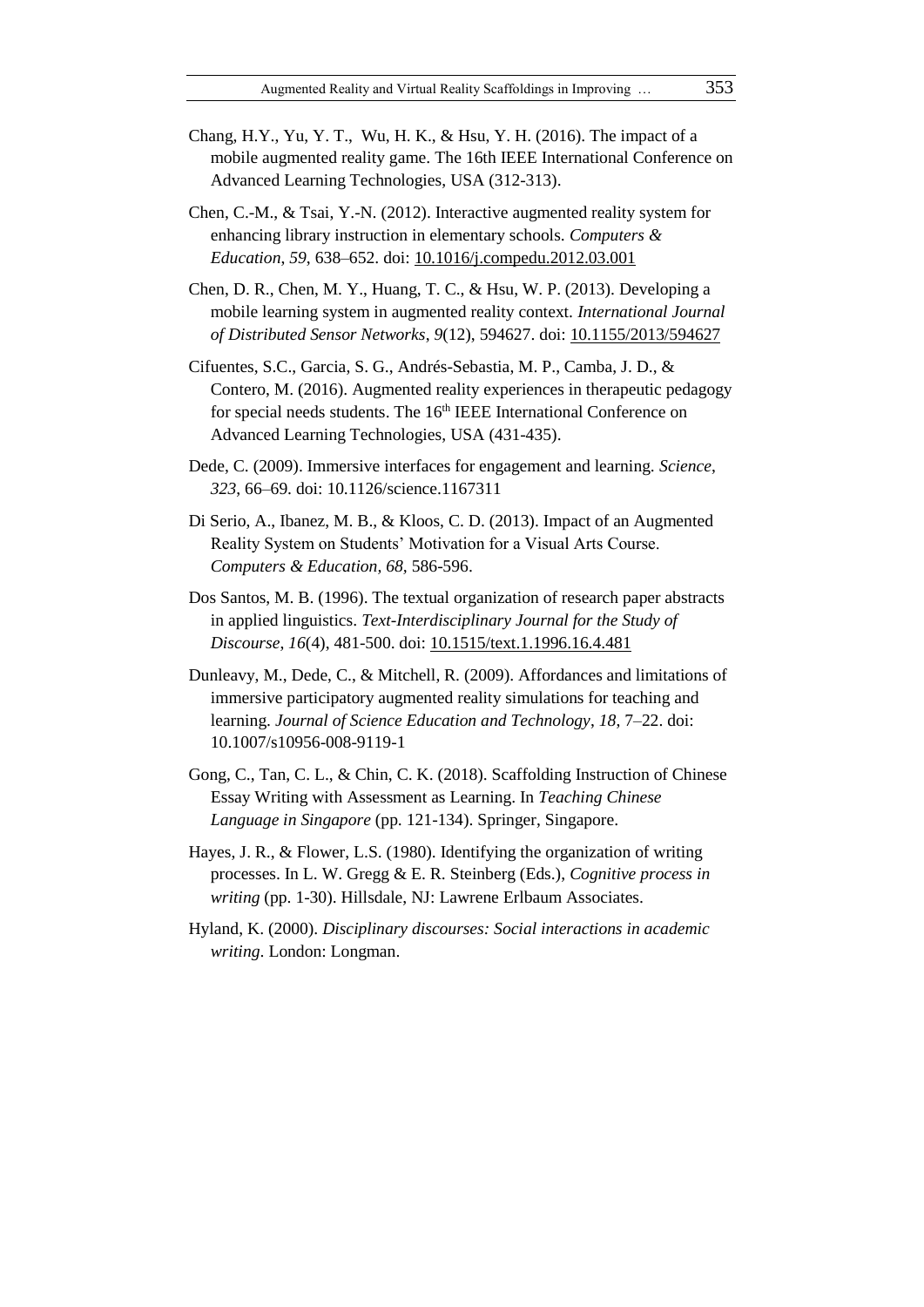Chang, H.Y., Yu, Y. T., Wu, H. K., & Hsu, Y. H. (2016). The impact of a mobile augmented reality game. The 16th IEEE International Conference on Advanced Learning Technologies, USA (312-313).

Chen, C.-M., & Tsai, Y.-N. (2012). Interactive augmented reality system for enhancing library instruction in elementary schools. *Computers & Education*, *59*, 638–652. doi: 10.1016/j.compedu.2012.03.001

Chen, D. R., Chen, M. Y., Huang, T. C., & Hsu, W. P. (2013). Developing a mobile learning system in augmented reality context. *International Journal of Distributed Sensor Networks*, *9*(12), 594627. doi: 10.1155/2013/594627

Cifuentes, S.C., Garcia, S. G., Andrés-Sebastia, M. P., Camba, J. D., & Contero, M. (2016). Augmented reality experiences in therapeutic pedagogy for special needs students. The 16th IEEE International Conference on Advanced Learning Technologies, USA (431-435).

Dede, C. (2009). Immersive interfaces for engagement and learning. *Science*, *323*, 66–69. doi: 10.1126/science.1167311

Di Serio, A., Ibanez, M. B., & Kloos, C. D. (2013). Impact of an Augmented Reality System on Students' Motivation for a Visual Arts Course. *Computers & Education*, *68*, 586-596.

Dos Santos, M. B. (1996). The textual organization of research paper abstracts in applied linguistics. *Text-Interdisciplinary Journal for the Study of Discourse*, *16*(4), 481-500. doi: 10.1515/text.1.1996.16.4.481

Dunleavy, M., Dede, C., & Mitchell, R. (2009). Affordances and limitations of immersive participatory augmented reality simulations for teaching and learning. *Journal of Science Education and Technology*, *18*, 7–22. doi: 10.1007/s10956-008-9119-1

Gong, C., Tan, C. L., & Chin, C. K. (2018). Scaffolding Instruction of Chinese Essay Writing with Assessment as Learning. In *Teaching Chinese Language in Singapore* (pp. 121-134). Springer, Singapore.

Hayes, J. R., & Flower, L.S. (1980). Identifying the organization of writing processes. In L. W. Gregg & E. R. Steinberg (Eds.), *Cognitive process in writing* (pp. 1-30). Hillsdale, NJ: Lawrene Erlbaum Associates.

Hyland, K. (2000). *Disciplinary discourses: Social interactions in academic writing*. London: Longman.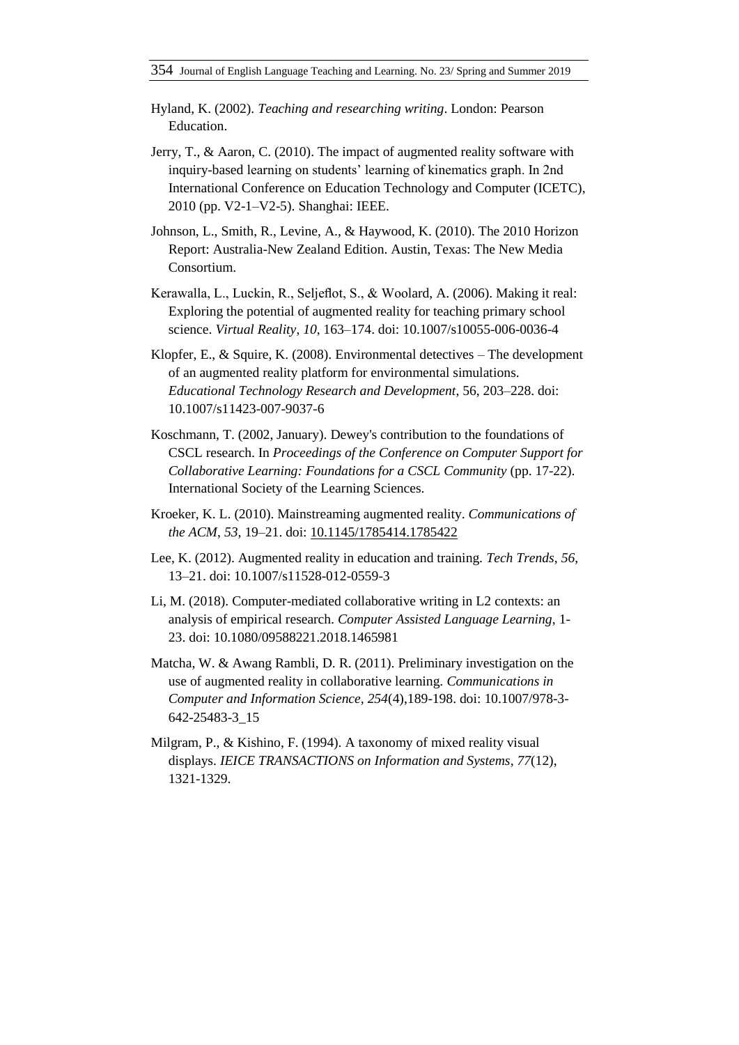Hyland, K. (2002). *Teaching and researching writing*. London: Pearson Education.

Jerry, T., & Aaron, C. (2010). The impact of augmented reality software with inquiry-based learning on students' learning of kinematics graph. In 2nd International Conference on Education Technology and Computer (ICETC), 2010 (pp. V2-1–V2-5). Shanghai: IEEE.

Johnson, L., Smith, R., Levine, A., & Haywood, K. (2010). The 2010 Horizon Report: Australia-New Zealand Edition. Austin, Texas: The New Media Consortium.

Kerawalla, L., Luckin, R., Seljeflot, S., & Woolard, A. (2006). Making it real: Exploring the potential of augmented reality for teaching primary school science. *Virtual Reality*, *10*, 163–174. doi: 10.1007/s10055-006-0036-4

Klopfer, E., & Squire, K. (2008). Environmental detectives – The development of an augmented reality platform for environmental simulations. *Educational Technology Research and Development*, 56, 203–228. doi: 10.1007/s11423-007-9037-6

Koschmann, T. (2002, January). Dewey's contribution to the foundations of CSCL research. In *Proceedings of the Conference on Computer Support for Collaborative Learning: Foundations for a CSCL Community* (pp. 17-22). International Society of the Learning Sciences.

Kroeker, K. L. (2010). Mainstreaming augmented reality. *Communications of the ACM*, *53*, 19–21. doi: 10.1145/1785414.1785422

Lee, K. (2012). Augmented reality in education and training. *Tech Trends*, *56*, 13–21. doi: 10.1007/s11528-012-0559-3

Li, M. (2018). Computer-mediated collaborative writing in L2 contexts: an analysis of empirical research. *Computer Assisted Language Learning*, 1-23. doi: 10.1080/09588221.2018.1465981

Matcha, W. & Awang Rambli, D. R. (2011). Preliminary investigation on the use of augmented reality in collaborative learning. *Communications in Computer and Information Science*, *254*(4),189-198. doi: 10.1007/978-3-642-25483-3_15

Milgram, P., & Kishino, F. (1994). A taxonomy of mixed reality visual displays. *IEICE TRANSACTIONS on Information and Systems*, *77*(12), 1321-1329.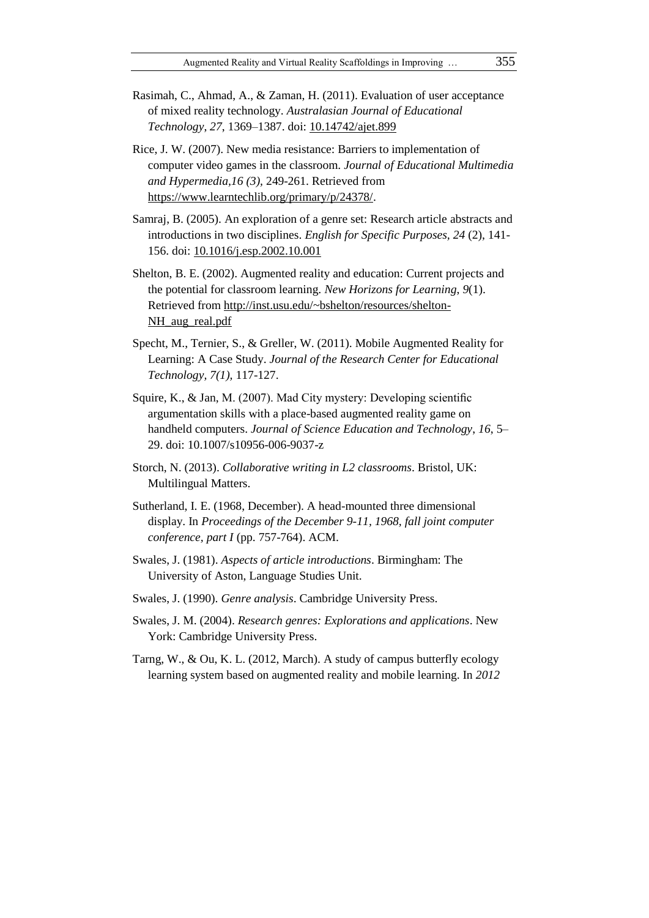Rasimah, C., Ahmad, A., & Zaman, H. (2011). Evaluation of user acceptance of mixed reality technology. *Australasian Journal of Educational Technology, 27*, 1369–1387. doi: 10.14742/ajet.899

Rice, J. W. (2007). New media resistance: Barriers to implementation of computer video games in the classroom. *Journal of Educational Multimedia and Hypermedia,16 (3)*, 249-261. Retrieved from https://www.learntechlib.org/primary/p/24378/.

Samraj, B. (2005). An exploration of a genre set: Research article abstracts and introductions in two disciplines. *English for Specific Purposes, 24* (2), 141-156. doi: 10.1016/j.esp.2002.10.001

Shelton, B. E. (2002). Augmented reality and education: Current projects and the potential for classroom learning. *New Horizons for Learning*, *9*(1). Retrieved from http://inst.usu.edu/~bshelton/resources/shelton-NH_aug_real.pdf

Specht, M., Ternier, S., & Greller, W. (2011). Mobile Augmented Reality for Learning: A Case Study. *Journal of the Research Center for Educational Technology, 7(1)*, 117-127.

Squire, K., & Jan, M. (2007). Mad City mystery: Developing scientific argumentation skills with a place-based augmented reality game on handheld computers. *Journal of Science Education and Technology, 16*, 5–29. doi: 10.1007/s10956-006-9037-z

Storch, N. (2013). *Collaborative writing in L2 classrooms*. Bristol, UK: Multilingual Matters.

Sutherland, I. E. (1968, December). A head-mounted three dimensional display. In *Proceedings of the December 9-11, 1968, fall joint computer conference, part I* (pp. 757-764). ACM.

Swales, J. (1981). *Aspects of article introductions*. Birmingham: The University of Aston, Language Studies Unit.

Swales, J. (1990). *Genre analysis*. Cambridge University Press.

Swales, J. M. (2004). *Research genres: Explorations and applications*. New York: Cambridge University Press.

Tarng, W., & Ou, K. L. (2012, March). A study of campus butterfly ecology learning system based on augmented reality and mobile learning. In *2012*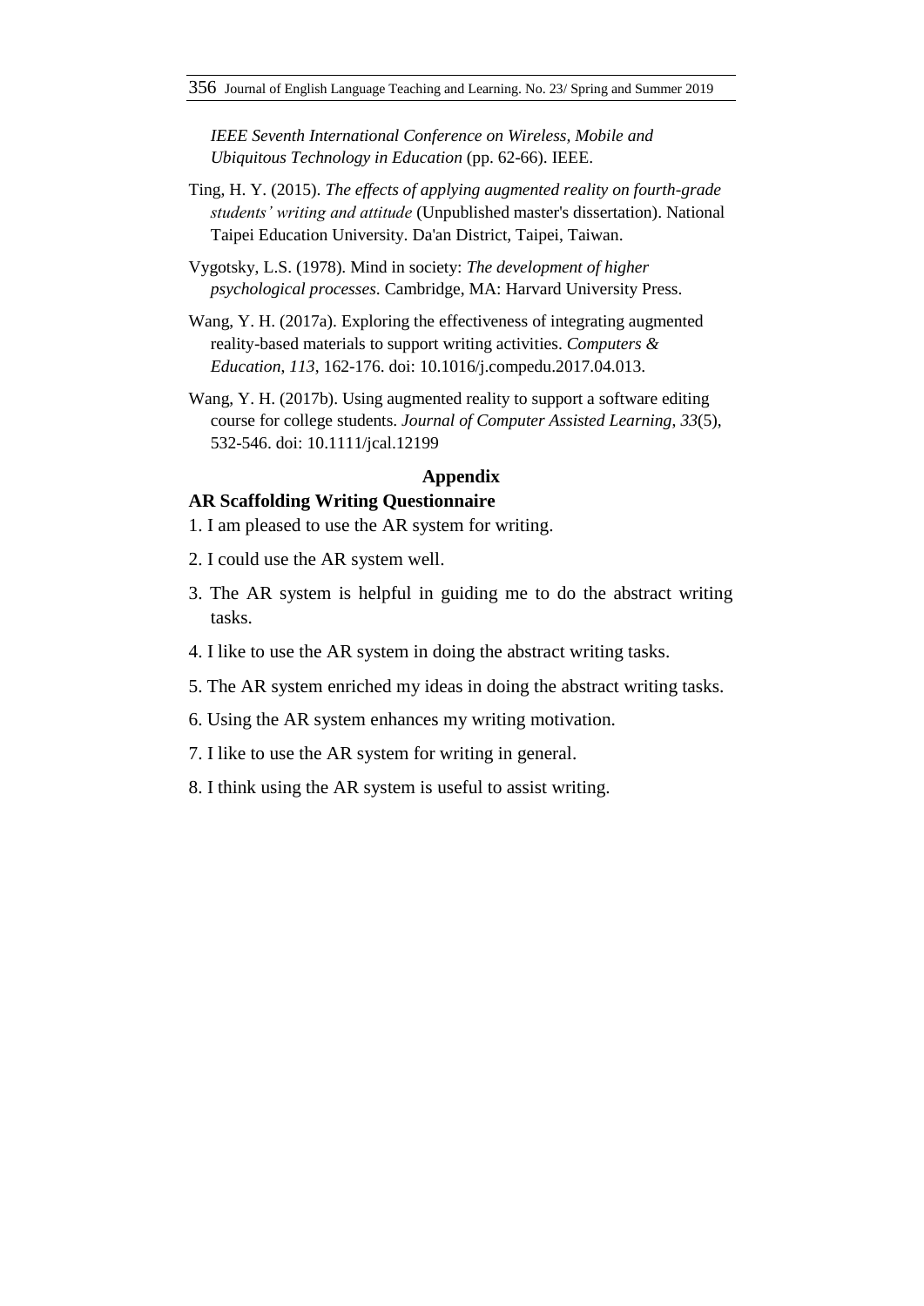*IEEE Seventh International Conference on Wireless, Mobile and Ubiquitous Technology in Education* (pp. 62-66). IEEE.

Ting, H. Y. (2015). *The effects of applying augmented reality on fourth-grade students' writing and attitude* (Unpublished master's dissertation). National Taipei Education University. Da'an District, Taipei, Taiwan.

Vygotsky, L.S. (1978). Mind in society: *The development of higher psychological processes*. Cambridge, MA: Harvard University Press.

Wang, Y. H. (2017a). Exploring the effectiveness of integrating augmented reality-based materials to support writing activities. *Computers & Education*, *113*, 162-176. doi: 10.1016/j.compedu.2017.04.013.

Wang, Y. H. (2017b). Using augmented reality to support a software editing course for college students. *Journal of Computer Assisted Learning*, *33*(5), 532-546. doi: 10.1111/jcal.12199

## Appendix

### AR Scaffolding Writing Questionnaire

1. I am pleased to use the AR system for writing.
2. I could use the AR system well.
3. The AR system is helpful in guiding me to do the abstract writing tasks.
4. I like to use the AR system in doing the abstract writing tasks.
5. The AR system enriched my ideas in doing the abstract writing tasks.
6. Using the AR system enhances my writing motivation.
7. I like to use the AR system for writing in general.
8. I think using the AR system is useful to assist writing.